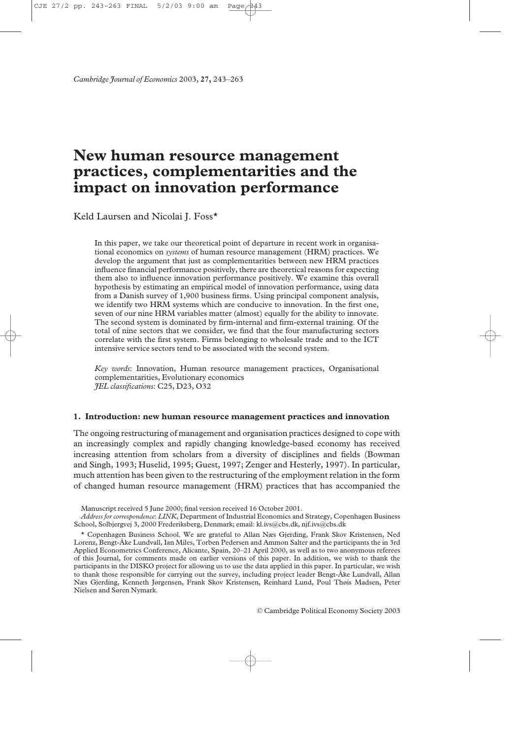# New human resource management practices, complementarities and the impact on innovation performance

Keld Laursen and Nicolai J. Foss*

In this paper, we take our theoretical point of departure in recent work in organisational economics on *systems* of human resource management (HRM) practices. We develop the argument that just as complementarities between new HRM practices influence financial performance positively, there are theoretical reasons for expecting them also to influence innovation performance positively. We examine this overall hypothesis by estimating an empirical model of innovation performance, using data from a Danish survey of 1,900 business firms. Using principal component analysis, we identify two HRM systems which are conducive to innovation. In the first one, seven of our nine HRM variables matter (almost) equally for the ability to innovate. The second system is dominated by firm-internal and firm-external training. Of the total of nine sectors that we consider, we find that the four manufacturing sectors correlate with the first system. Firms belonging to wholesale trade and to the ICT intensive service sectors tend to be associated with the second system.

*Key words*: Innovation, Human resource management practices, Organisational complementarities, Evolutionary economics
*JEL classifications*: C25, D23, O32

## 1. Introduction: new human resource management practices and innovation

The ongoing restructuring of management and organisation practices designed to cope with an increasingly complex and rapidly changing knowledge-based economy has received increasing attention from scholars from a diversity of disciplines and fields (Bowman and Singh, 1993; Huselid, 1995; Guest, 1997; Zenger and Hesterly, 1997). In particular, much attention has been given to the restructuring of the employment relation in the form of changed human resource management (HRM) practices that has accompanied the

Manuscript received 5 June 2000; final version received 16 October 2001.

*Address for correspondence*: *LINK*, Department of Industrial Economics and Strategy, Copenhagen Business School, Solbjergvej 3, 2000 Frederiksberg, Denmark; email: kl.ivs@cbs.dk, njf.ivs@cbs.dk

\* Copenhagen Business School. We are grateful to Allan Næs Gjerding, Frank Skov Kristensen, Ned Lorenz, Bengt-Åke Lundvall, Ian Miles, Torben Pedersen and Ammon Salter and the participants the in 3rd Applied Econometrics Conference, Alicante, Spain, 20–21 April 2000, as well as to two anonymous referees of this Journal, for comments made on earlier versions of this paper. In addition, we wish to thank the participants in the DISKO project for allowing us to use the data applied in this paper. In particular, we wish to thank those responsible for carrying out the survey, including project leader Bengt-Åke Lundvall, Allan Næs Gjerding, Kenneth Jørgensen, Frank Skov Kristensen, Reinhard Lund, Poul Thøis Madsen, Peter Nielsen and Søren Nymark.

© Cambridge Political Economy Society 2003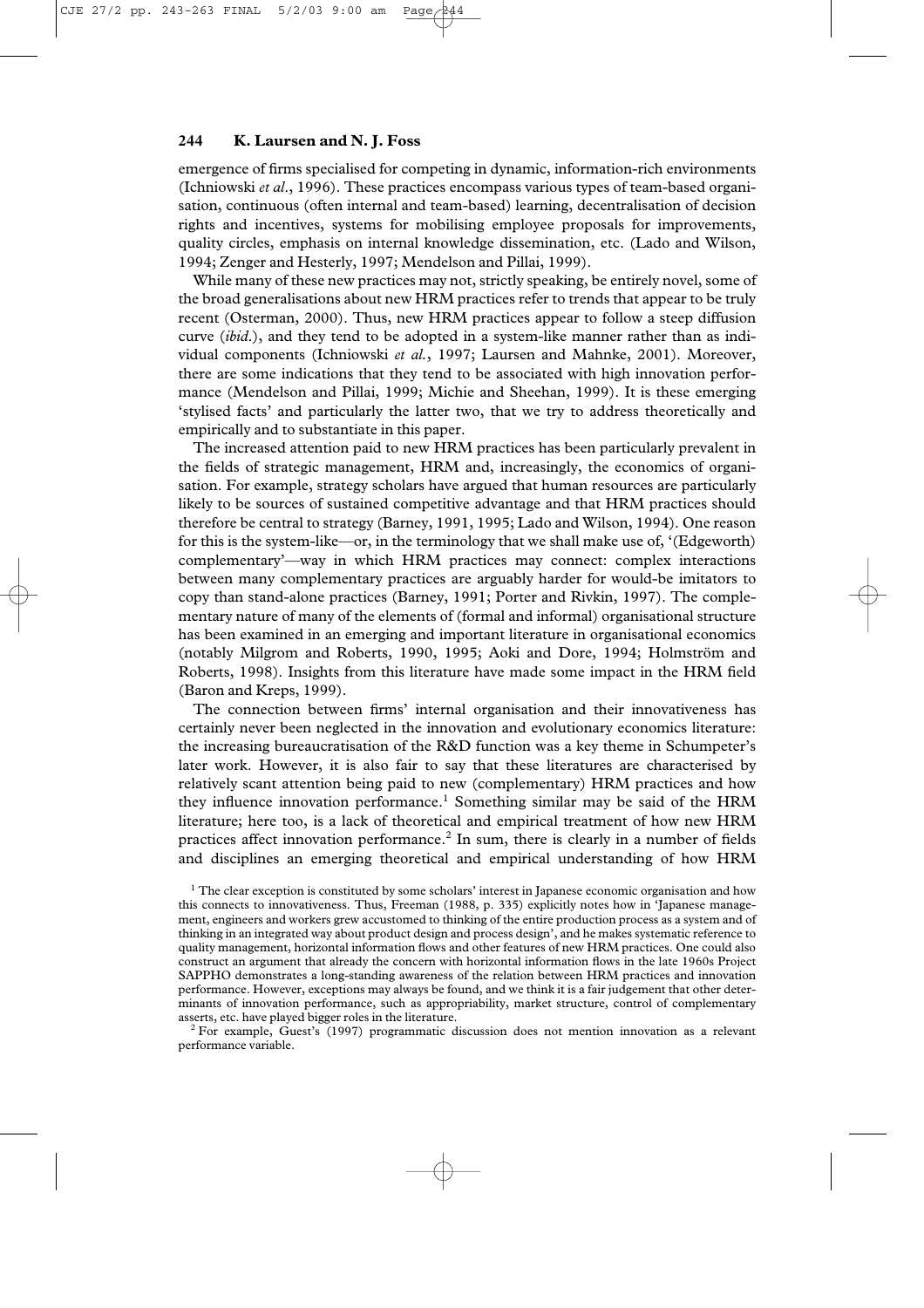emergence of firms specialised for competing in dynamic, information-rich environments (Ichniowski *et al*., 1996). These practices encompass various types of team-based organisation, continuous (often internal and team-based) learning, decentralisation of decision rights and incentives, systems for mobilising employee proposals for improvements, quality circles, emphasis on internal knowledge dissemination, etc. (Lado and Wilson, 1994; Zenger and Hesterly, 1997; Mendelson and Pillai, 1999).

While many of these new practices may not, strictly speaking, be entirely novel, some of the broad generalisations about new HRM practices refer to trends that appear to be truly recent (Osterman, 2000). Thus, new HRM practices appear to follow a steep diffusion curve (*ibid*.), and they tend to be adopted in a system-like manner rather than as individual components (Ichniowski *et al*., 1997; Laursen and Mahnke, 2001). Moreover, there are some indications that they tend to be associated with high innovation performance (Mendelson and Pillai, 1999; Michie and Sheehan, 1999). It is these emerging 'stylised facts' and particularly the latter two, that we try to address theoretically and empirically and to substantiate in this paper.

The increased attention paid to new HRM practices has been particularly prevalent in the fields of strategic management, HRM and, increasingly, the economics of organisation. For example, strategy scholars have argued that human resources are particularly likely to be sources of sustained competitive advantage and that HRM practices should therefore be central to strategy (Barney, 1991, 1995; Lado and Wilson, 1994). One reason for this is the system-like—or, in the terminology that we shall make use of, '(Edgeworth) complementary'—way in which HRM practices may connect: complex interactions between many complementary practices are arguably harder for would-be imitators to copy than stand-alone practices (Barney, 1991; Porter and Rivkin, 1997). The complementary nature of many of the elements of (formal and informal) organisational structure has been examined in an emerging and important literature in organisational economics (notably Milgrom and Roberts, 1990, 1995; Aoki and Dore, 1994; Holmström and Roberts, 1998). Insights from this literature have made some impact in the HRM field (Baron and Kreps, 1999).

The connection between firms' internal organisation and their innovativeness has certainly never been neglected in the innovation and evolutionary economics literature: the increasing bureaucratisation of the R&D function was a key theme in Schumpeter's later work. However, it is also fair to say that these literatures are characterised by relatively scant attention being paid to new (complementary) HRM practices and how they influence innovation performance.[1] Something similar may be said of the HRM literature; here too, is a lack of theoretical and empirical treatment of how new HRM practices affect innovation performance.[2] In sum, there is clearly in a number of fields and disciplines an emerging theoretical and empirical understanding of how HRM

[1] The clear exception is constituted by some scholars' interest in Japanese economic organisation and how this connects to innovativeness. Thus, Freeman (1988, p. 335) explicitly notes how in 'Japanese management, engineers and workers grew accustomed to thinking of the entire production process as a system and of thinking in an integrated way about product design and process design', and he makes systematic reference to quality management, horizontal information flows and other features of new HRM practices. One could also construct an argument that already the concern with horizontal information flows in the late 1960s Project SAPPHO demonstrates a long-standing awareness of the relation between HRM practices and innovation performance. However, exceptions may always be found, and we think it is a fair judgement that other determinants of innovation performance, such as appropriability, market structure, control of complementary asserts, etc. have played bigger roles in the literature.

[2] For example, Guest's (1997) programmatic discussion does not mention innovation as a relevant performance variable.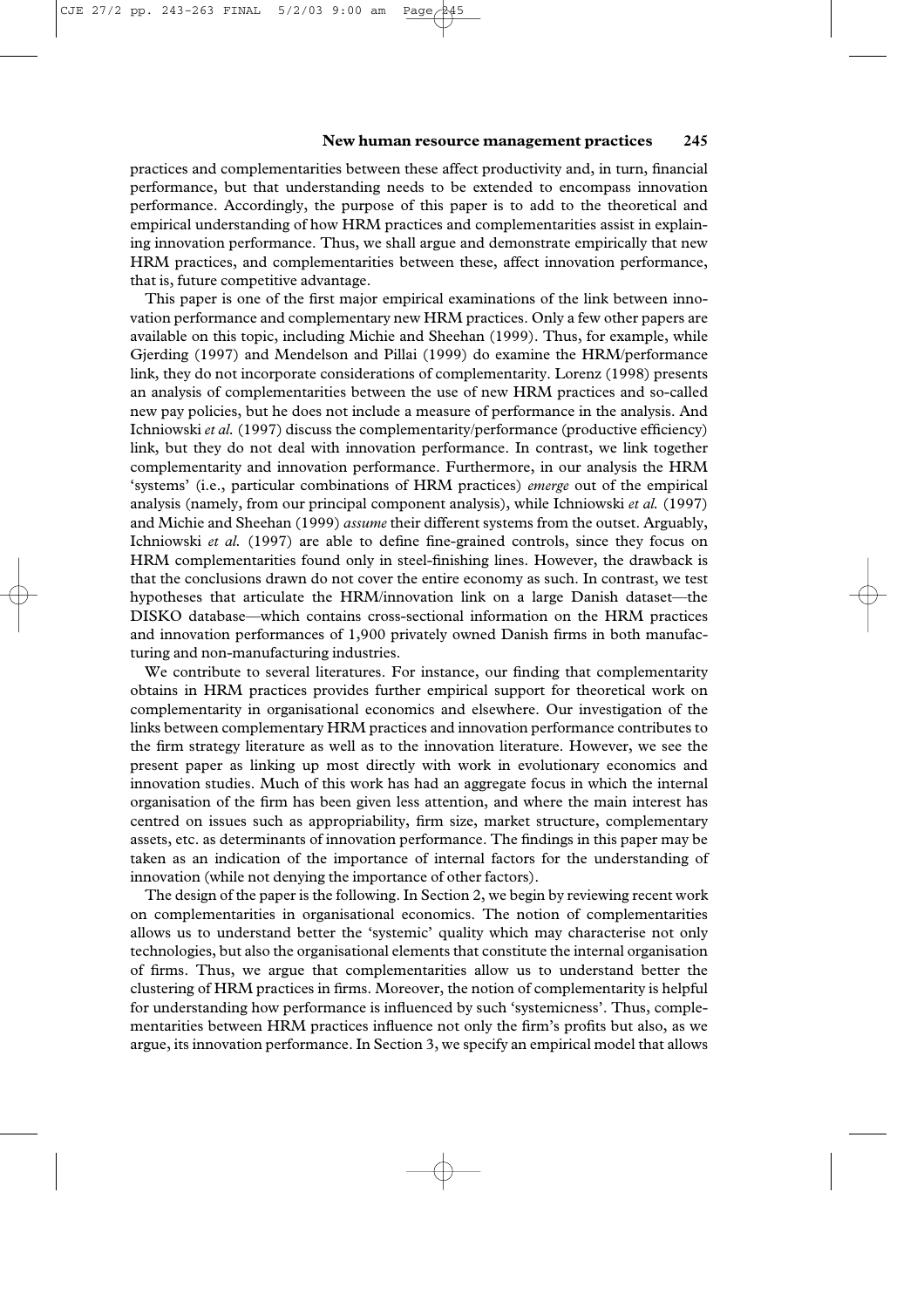practices and complementarities between these affect productivity and, in turn, financial performance, but that understanding needs to be extended to encompass innovation performance. Accordingly, the purpose of this paper is to add to the theoretical and empirical understanding of how HRM practices and complementarities assist in explaining innovation performance. Thus, we shall argue and demonstrate empirically that new HRM practices, and complementarities between these, affect innovation performance, that is, future competitive advantage.

This paper is one of the first major empirical examinations of the link between innovation performance and complementary new HRM practices. Only a few other papers are available on this topic, including Michie and Sheehan (1999). Thus, for example, while Gjerding (1997) and Mendelson and Pillai (1999) do examine the HRM/performance link, they do not incorporate considerations of complementarity. Lorenz (1998) presents an analysis of complementarities between the use of new HRM practices and so-called new pay policies, but he does not include a measure of performance in the analysis. And Ichniowski *et al.* (1997) discuss the complementarity/performance (productive efficiency) link, but they do not deal with innovation performance. In contrast, we link together complementarity and innovation performance. Furthermore, in our analysis the HRM 'systems' (i.e., particular combinations of HRM practices) *emerge* out of the empirical analysis (namely, from our principal component analysis), while Ichniowski *et al.* (1997) and Michie and Sheehan (1999) *assume* their different systems from the outset. Arguably, Ichniowski *et al.* (1997) are able to define fine-grained controls, since they focus on HRM complementarities found only in steel-finishing lines. However, the drawback is that the conclusions drawn do not cover the entire economy as such. In contrast, we test hypotheses that articulate the HRM/innovation link on a large Danish dataset—the DISKO database—which contains cross-sectional information on the HRM practices and innovation performances of 1,900 privately owned Danish firms in both manufacturing and non-manufacturing industries.

We contribute to several literatures. For instance, our finding that complementarity obtains in HRM practices provides further empirical support for theoretical work on complementarity in organisational economics and elsewhere. Our investigation of the links between complementary HRM practices and innovation performance contributes to the firm strategy literature as well as to the innovation literature. However, we see the present paper as linking up most directly with work in evolutionary economics and innovation studies. Much of this work has had an aggregate focus in which the internal organisation of the firm has been given less attention, and where the main interest has centred on issues such as appropriability, firm size, market structure, complementary assets, etc. as determinants of innovation performance. The findings in this paper may be taken as an indication of the importance of internal factors for the understanding of innovation (while not denying the importance of other factors).

The design of the paper is the following. In Section 2, we begin by reviewing recent work on complementarities in organisational economics. The notion of complementarities allows us to understand better the 'systemic' quality which may characterise not only technologies, but also the organisational elements that constitute the internal organisation of firms. Thus, we argue that complementarities allow us to understand better the clustering of HRM practices in firms. Moreover, the notion of complementarity is helpful for understanding how performance is influenced by such 'systemicness'. Thus, complementarities between HRM practices influence not only the firm's profits but also, as we argue, its innovation performance. In Section 3, we specify an empirical model that allows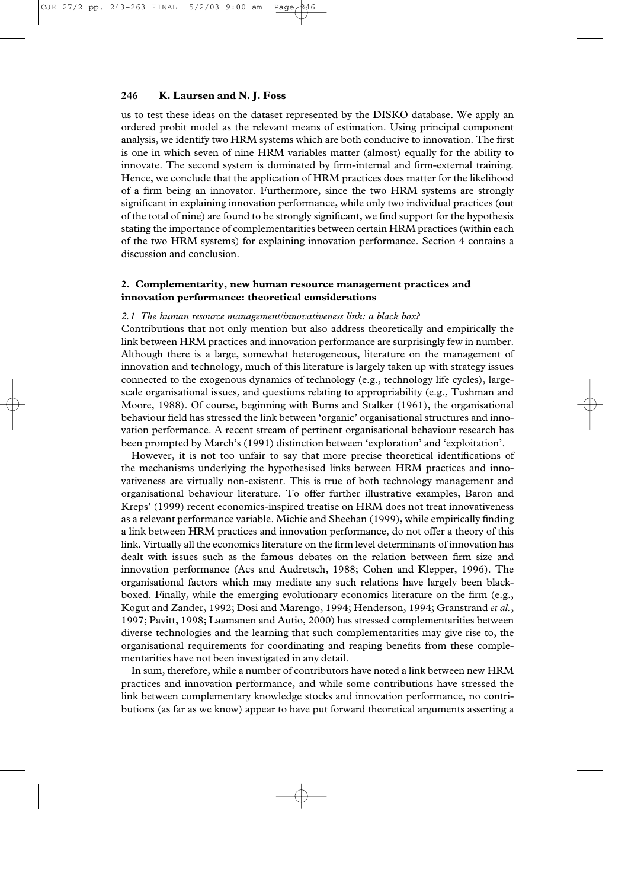us to test these ideas on the dataset represented by the DISKO database. We apply an ordered probit model as the relevant means of estimation. Using principal component analysis, we identify two HRM systems which are both conducive to innovation. The first is one in which seven of nine HRM variables matter (almost) equally for the ability to innovate. The second system is dominated by firm-internal and firm-external training. Hence, we conclude that the application of HRM practices does matter for the likelihood of a firm being an innovator. Furthermore, since the two HRM systems are strongly significant in explaining innovation performance, while only two individual practices (out of the total of nine) are found to be strongly significant, we find support for the hypothesis stating the importance of complementarities between certain HRM practices (within each of the two HRM systems) for explaining innovation performance. Section 4 contains a discussion and conclusion.

## 2. Complementarity, new human resource management practices and innovation performance: theoretical considerations

### *2.1 The human resource management/innovativeness link: a black box?*

Contributions that not only mention but also address theoretically and empirically the link between HRM practices and innovation performance are surprisingly few in number. Although there is a large, somewhat heterogeneous, literature on the management of innovation and technology, much of this literature is largely taken up with strategy issues connected to the exogenous dynamics of technology (e.g., technology life cycles), large-scale organisational issues, and questions relating to appropriability (e.g., Tushman and Moore, 1988). Of course, beginning with Burns and Stalker (1961), the organisational behaviour field has stressed the link between 'organic' organisational structures and innovation performance. A recent stream of pertinent organisational behaviour research has been prompted by March's (1991) distinction between 'exploration' and 'exploitation'.

However, it is not too unfair to say that more precise theoretical identifications of the mechanisms underlying the hypothesised links between HRM practices and innovativeness are virtually non-existent. This is true of both technology management and organisational behaviour literature. To offer further illustrative examples, Baron and Kreps' (1999) recent economics-inspired treatise on HRM does not treat innovativeness as a relevant performance variable. Michie and Sheehan (1999), while empirically finding a link between HRM practices and innovation performance, do not offer a theory of this link. Virtually all the economics literature on the firm level determinants of innovation has dealt with issues such as the famous debates on the relation between firm size and innovation performance (Acs and Audretsch, 1988; Cohen and Klepper, 1996). The organisational factors which may mediate any such relations have largely been black-boxed. Finally, while the emerging evolutionary economics literature on the firm (e.g., Kogut and Zander, 1992; Dosi and Marengo, 1994; Henderson, 1994; Granstrand *et al.*, 1997; Pavitt, 1998; Laamanen and Autio, 2000) has stressed complementarities between diverse technologies and the learning that such complementarities may give rise to, the organisational requirements for coordinating and reaping benefits from these complementarities have not been investigated in any detail.

In sum, therefore, while a number of contributors have noted a link between new HRM practices and innovation performance, and while some contributions have stressed the link between complementary knowledge stocks and innovation performance, no contributions (as far as we know) appear to have put forward theoretical arguments asserting a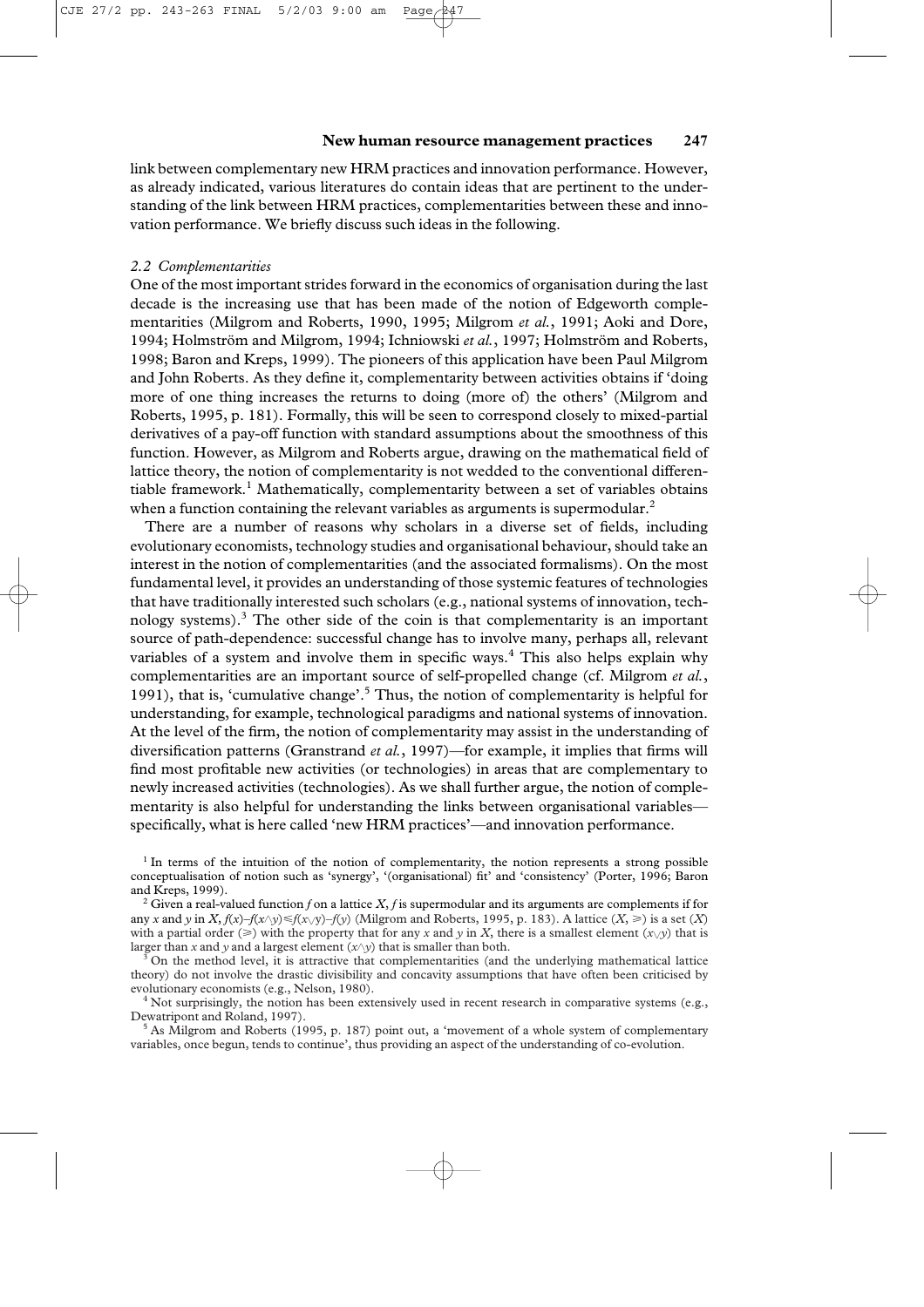link between complementary new HRM practices and innovation performance. However, as already indicated, various literatures do contain ideas that are pertinent to the understanding of the link between HRM practices, complementarities between these and innovation performance. We briefly discuss such ideas in the following.

### *2.2 Complementarities*

One of the most important strides forward in the economics of organisation during the last decade is the increasing use that has been made of the notion of Edgeworth complementarities (Milgrom and Roberts, 1990, 1995; Milgrom *et al.*, 1991; Aoki and Dore, 1994; Holmström and Milgrom, 1994; Ichniowski *et al.*, 1997; Holmström and Roberts, 1998; Baron and Kreps, 1999). The pioneers of this application have been Paul Milgrom and John Roberts. As they define it, complementarity between activities obtains if 'doing more of one thing increases the returns to doing (more of) the others' (Milgrom and Roberts, 1995, p. 181). Formally, this will be seen to correspond closely to mixed-partial derivatives of a pay-off function with standard assumptions about the smoothness of this function. However, as Milgrom and Roberts argue, drawing on the mathematical field of lattice theory, the notion of complementarity is not wedded to the conventional differentiable framework.[1] Mathematically, complementarity between a set of variables obtains when a function containing the relevant variables as arguments is supermodular.[2]

There are a number of reasons why scholars in a diverse set of fields, including evolutionary economists, technology studies and organisational behaviour, should take an interest in the notion of complementarities (and the associated formalisms). On the most fundamental level, it provides an understanding of those systemic features of technologies that have traditionally interested such scholars (e.g., national systems of innovation, technology systems).[3] The other side of the coin is that complementarity is an important source of path-dependence: successful change has to involve many, perhaps all, relevant variables of a system and involve them in specific ways.[4] This also helps explain why complementarities are an important source of self-propelled change (cf. Milgrom *et al.*, 1991), that is, 'cumulative change'.[5] Thus, the notion of complementarity is helpful for understanding, for example, technological paradigms and national systems of innovation. At the level of the firm, the notion of complementarity may assist in the understanding of diversification patterns (Granstrand *et al.*, 1997)—for example, it implies that firms will find most profitable new activities (or technologies) in areas that are complementary to newly increased activities (technologies). As we shall further argue, the notion of complementarity is also helpful for understanding the links between organisational variables—specifically, what is here called 'new HRM practices'—and innovation performance.

[1] In terms of the intuition of the notion of complementarity, the notion represents a strong possible conceptualisation of notion such as 'synergy', '(organisational) fit' and 'consistency' (Porter, 1996; Baron and Kreps, 1999).

[2] Given a real-valued function $f$ on a lattice $X$, $f$ is supermodular and its arguments are complements if for any $x$ and $y$ in $X$, $f(x)-f(x \wedge y) \leq f(x \vee y)-f(y)$ (Milgrom and Roberts, 1995, p. 183). A lattice $(X, \geqslant)$ is a set $(X)$ with a partial order $(\geqslant)$ with the property that for any $x$ and $y$ in $X$, there is a smallest element $(x \vee y)$ that is larger than $x$ and $y$ and a largest element $(x \wedge y)$ that is smaller than both.

[3] On the method level, it is attractive that complementarities (and the underlying mathematical lattice theory) do not involve the drastic divisibility and concavity assumptions that have often been criticised by evolutionary economists (e.g., Nelson, 1980).

[4] Not surprisingly, the notion has been extensively used in recent research in comparative systems (e.g., Dewatripont and Roland, 1997).

[5] As Milgrom and Roberts (1995, p. 187) point out, a 'movement of a whole system of complementary variables, once begun, tends to continue', thus providing an aspect of the understanding of co-evolution.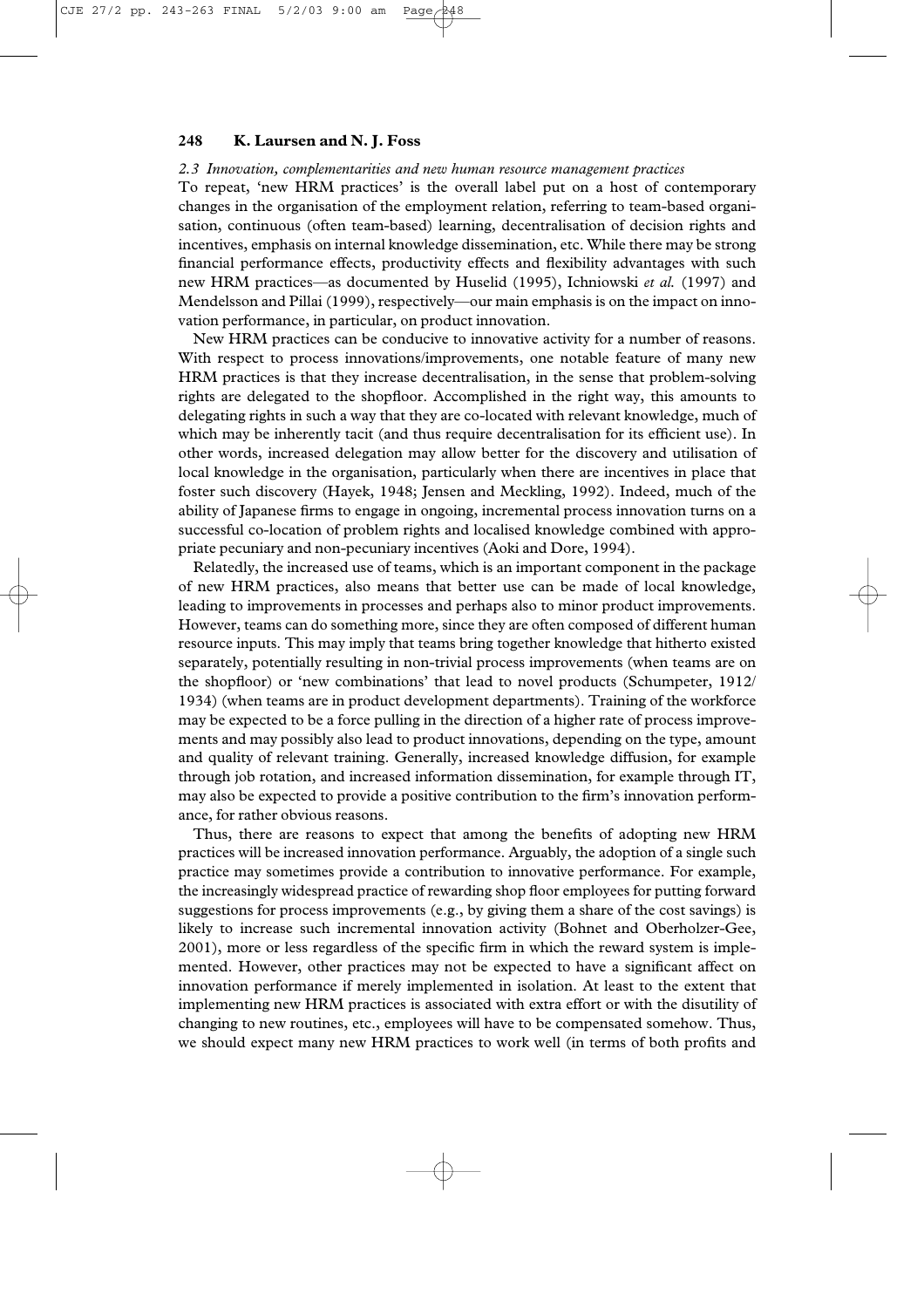### *2.3 Innovation, complementarities and new human resource management practices*

To repeat, 'new HRM practices' is the overall label put on a host of contemporary changes in the organisation of the employment relation, referring to team-based organisation, continuous (often team-based) learning, decentralisation of decision rights and incentives, emphasis on internal knowledge dissemination, etc. While there may be strong financial performance effects, productivity effects and flexibility advantages with such new HRM practices—as documented by Huselid (1995), Ichniowski *et al.* (1997) and Mendelsson and Pillai (1999), respectively—our main emphasis is on the impact on innovation performance, in particular, on product innovation.

New HRM practices can be conducive to innovative activity for a number of reasons. With respect to process innovations/improvements, one notable feature of many new HRM practices is that they increase decentralisation, in the sense that problem-solving rights are delegated to the shopfloor. Accomplished in the right way, this amounts to delegating rights in such a way that they are co-located with relevant knowledge, much of which may be inherently tacit (and thus require decentralisation for its efficient use). In other words, increased delegation may allow better for the discovery and utilisation of local knowledge in the organisation, particularly when there are incentives in place that foster such discovery (Hayek, 1948; Jensen and Meckling, 1992). Indeed, much of the ability of Japanese firms to engage in ongoing, incremental process innovation turns on a successful co-location of problem rights and localised knowledge combined with appropriate pecuniary and non-pecuniary incentives (Aoki and Dore, 1994).

Relatedly, the increased use of teams, which is an important component in the package of new HRM practices, also means that better use can be made of local knowledge, leading to improvements in processes and perhaps also to minor product improvements. However, teams can do something more, since they are often composed of different human resource inputs. This may imply that teams bring together knowledge that hitherto existed separately, potentially resulting in non-trivial process improvements (when teams are on the shopfloor) or 'new combinations' that lead to novel products (Schumpeter, 1912/1934) (when teams are in product development departments). Training of the workforce may be expected to be a force pulling in the direction of a higher rate of process improvements and may possibly also lead to product innovations, depending on the type, amount and quality of relevant training. Generally, increased knowledge diffusion, for example through job rotation, and increased information dissemination, for example through IT, may also be expected to provide a positive contribution to the firm's innovation performance, for rather obvious reasons.

Thus, there are reasons to expect that among the benefits of adopting new HRM practices will be increased innovation performance. Arguably, the adoption of a single such practice may sometimes provide a contribution to innovative performance. For example, the increasingly widespread practice of rewarding shop floor employees for putting forward suggestions for process improvements (e.g., by giving them a share of the cost savings) is likely to increase such incremental innovation activity (Bohnet and Oberholzer-Gee, 2001), more or less regardless of the specific firm in which the reward system is implemented. However, other practices may not be expected to have a significant affect on innovation performance if merely implemented in isolation. At least to the extent that implementing new HRM practices is associated with extra effort or with the disutility of changing to new routines, etc., employees will have to be compensated somehow. Thus, we should expect many new HRM practices to work well (in terms of both profits and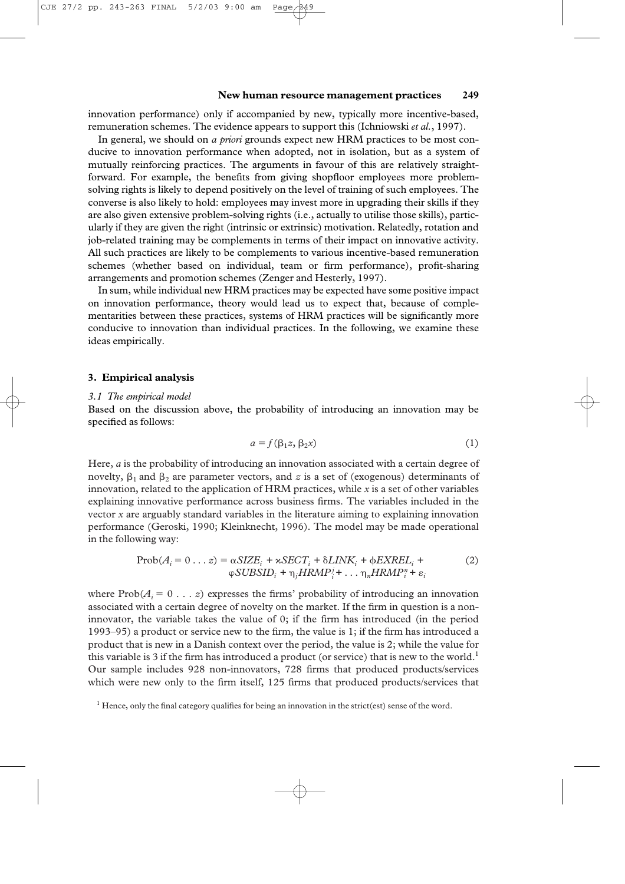innovation performance) only if accompanied by new, typically more incentive-based, remuneration schemes. The evidence appears to support this (Ichniowski *et al.*, 1997).

In general, we should on *a priori* grounds expect new HRM practices to be most conducive to innovation performance when adopted, not in isolation, but as a system of mutually reinforcing practices. The arguments in favour of this are relatively straightforward. For example, the benefits from giving shopfloor employees more problem-solving rights is likely to depend positively on the level of training of such employees. The converse is also likely to hold: employees may invest more in upgrading their skills if they are also given extensive problem-solving rights (i.e., actually to utilise those skills), particularly if they are given the right (intrinsic or extrinsic) motivation. Relatedly, rotation and job-related training may be complements in terms of their impact on innovative activity. All such practices are likely to be complements to various incentive-based remuneration schemes (whether based on individual, team or firm performance), profit-sharing arrangements and promotion schemes (Zenger and Hesterly, 1997).

In sum, while individual new HRM practices may be expected have some positive impact on innovation performance, theory would lead us to expect that, because of complementarities between these practices, systems of HRM practices will be significantly more conducive to innovation than individual practices. In the following, we examine these ideas empirically.

## 3. Empirical analysis

### 3.1 The empirical model

Based on the discussion above, the probability of introducing an innovation may be specified as follows:

$$a = f(\beta_1 z, \beta_2 x) \tag{1}$$

Here, $a$ is the probability of introducing an innovation associated with a certain degree of novelty, $\beta_1$ and $\beta_2$ are parameter vectors, and $z$ is a set of (exogenous) determinants of innovation, related to the application of HRM practices, while $x$ is a set of other variables explaining innovative performance across business firms. The variables included in the vector $x$ are arguably standard variables in the literature aiming to explaining innovation performance (Geroski, 1990; Kleinknecht, 1996). The model may be made operational in the following way:

$$\begin{aligned}\text{Prob}(A_i = 0 \ldots z) = \alpha SIZE_i + \varkappa SECT_i + \delta LINK_i + \phi EXREL_i + \\ \varphi SUBSID_i + \eta_j HRMP_i^j + \ldots \eta_n HRMP_i^n + \varepsilon_i\end{aligned} \tag{2}$$

where $\text{Prob}(A_i = 0 \ldots z)$ expresses the firms' probability of introducing an innovation associated with a certain degree of novelty on the market. If the firm in question is a non-innovator, the variable takes the value of 0; if the firm has introduced (in the period 1993–95) a product or service new to the firm, the value is 1; if the firm has introduced a product that is new in a Danish context over the period, the value is 2; while the value for this variable is 3 if the firm has introduced a product (or service) that is new to the world.[1] Our sample includes 928 non-innovators, 728 firms that produced products/services which were new only to the firm itself, 125 firms that produced products/services that

[1] Hence, only the final category qualifies for being an innovation in the strict(est) sense of the word.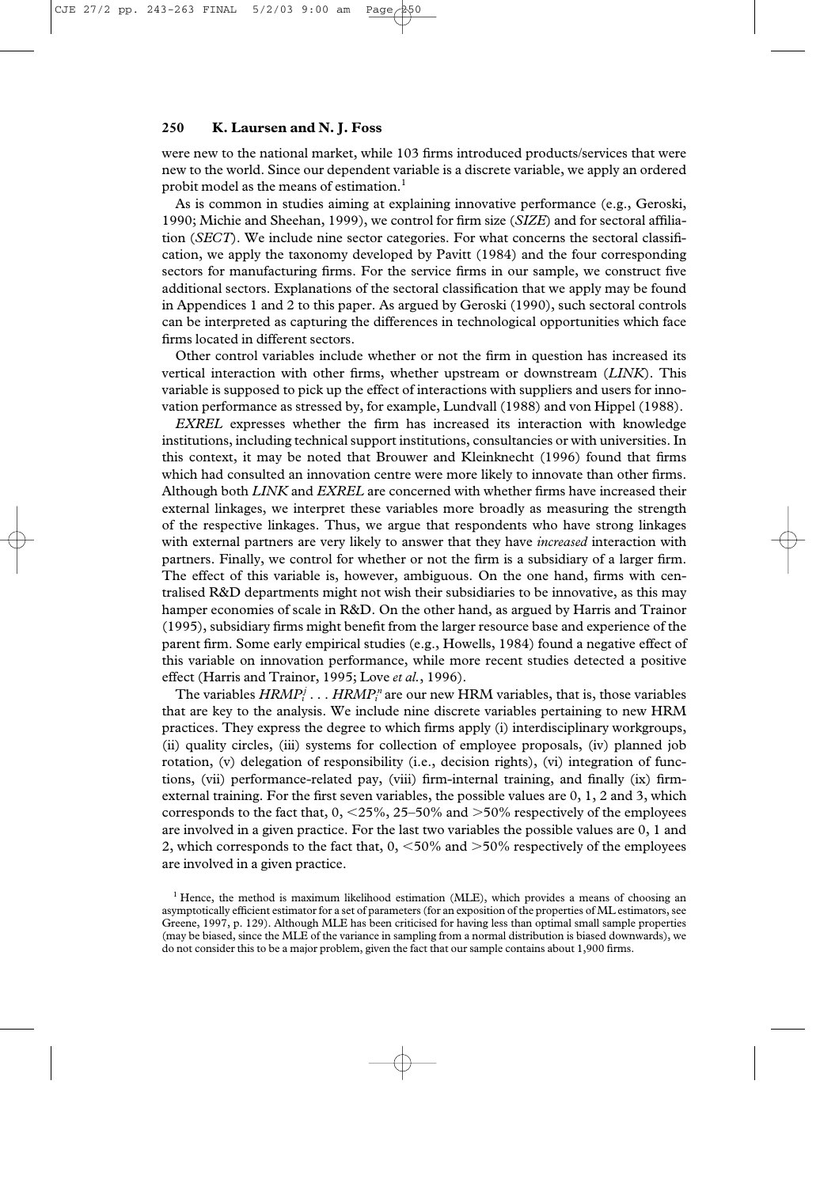were new to the national market, while 103 firms introduced products/services that were new to the world. Since our dependent variable is a discrete variable, we apply an ordered probit model as the means of estimation.[1]

As is common in studies aiming at explaining innovative performance (e.g., Geroski, 1990; Michie and Sheehan, 1999), we control for firm size (*SIZE*) and for sectoral affiliation (*SECT*). We include nine sector categories. For what concerns the sectoral classification, we apply the taxonomy developed by Pavitt (1984) and the four corresponding sectors for manufacturing firms. For the service firms in our sample, we construct five additional sectors. Explanations of the sectoral classification that we apply may be found in Appendices 1 and 2 to this paper. As argued by Geroski (1990), such sectoral controls can be interpreted as capturing the differences in technological opportunities which face firms located in different sectors.

Other control variables include whether or not the firm in question has increased its vertical interaction with other firms, whether upstream or downstream (*LINK*). This variable is supposed to pick up the effect of interactions with suppliers and users for innovation performance as stressed by, for example, Lundvall (1988) and von Hippel (1988).

*EXREL* expresses whether the firm has increased its interaction with knowledge institutions, including technical support institutions, consultancies or with universities. In this context, it may be noted that Brouwer and Kleinknecht (1996) found that firms which had consulted an innovation centre were more likely to innovate than other firms. Although both *LINK* and *EXREL* are concerned with whether firms have increased their external linkages, we interpret these variables more broadly as measuring the strength of the respective linkages. Thus, we argue that respondents who have strong linkages with external partners are very likely to answer that they have *increased* interaction with partners. Finally, we control for whether or not the firm is a subsidiary of a larger firm. The effect of this variable is, however, ambiguous. On the one hand, firms with centralised R&D departments might not wish their subsidiaries to be innovative, as this may hamper economies of scale in R&D. On the other hand, as argued by Harris and Trainor (1995), subsidiary firms might benefit from the larger resource base and experience of the parent firm. Some early empirical studies (e.g., Howells, 1984) found a negative effect of this variable on innovation performance, while more recent studies detected a positive effect (Harris and Trainor, 1995; Love *et al.*, 1996).

The variables $HRMP_i^j \ldots HRMP_i^n$ are our new HRM variables, that is, those variables that are key to the analysis. We include nine discrete variables pertaining to new HRM practices. They express the degree to which firms apply (i) interdisciplinary workgroups, (ii) quality circles, (iii) systems for collection of employee proposals, (iv) planned job rotation, (v) delegation of responsibility (i.e., decision rights), (vi) integration of functions, (vii) performance-related pay, (viii) firm-internal training, and finally (ix) firm-external training. For the first seven variables, the possible values are 0, 1, 2 and 3, which corresponds to the fact that, 0, <25%, 25–50% and >50% respectively of the employees are involved in a given practice. For the last two variables the possible values are 0, 1 and 2, which corresponds to the fact that, 0, <50% and >50% respectively of the employees are involved in a given practice.

[1] Hence, the method is maximum likelihood estimation (MLE), which provides a means of choosing an asymptotically efficient estimator for a set of parameters (for an exposition of the properties of ML estimators, see Greene, 1997, p. 129). Although MLE has been criticised for having less than optimal small sample properties (may be biased, since the MLE of the variance in sampling from a normal distribution is biased downwards), we do not consider this to be a major problem, given the fact that our sample contains about 1,900 firms.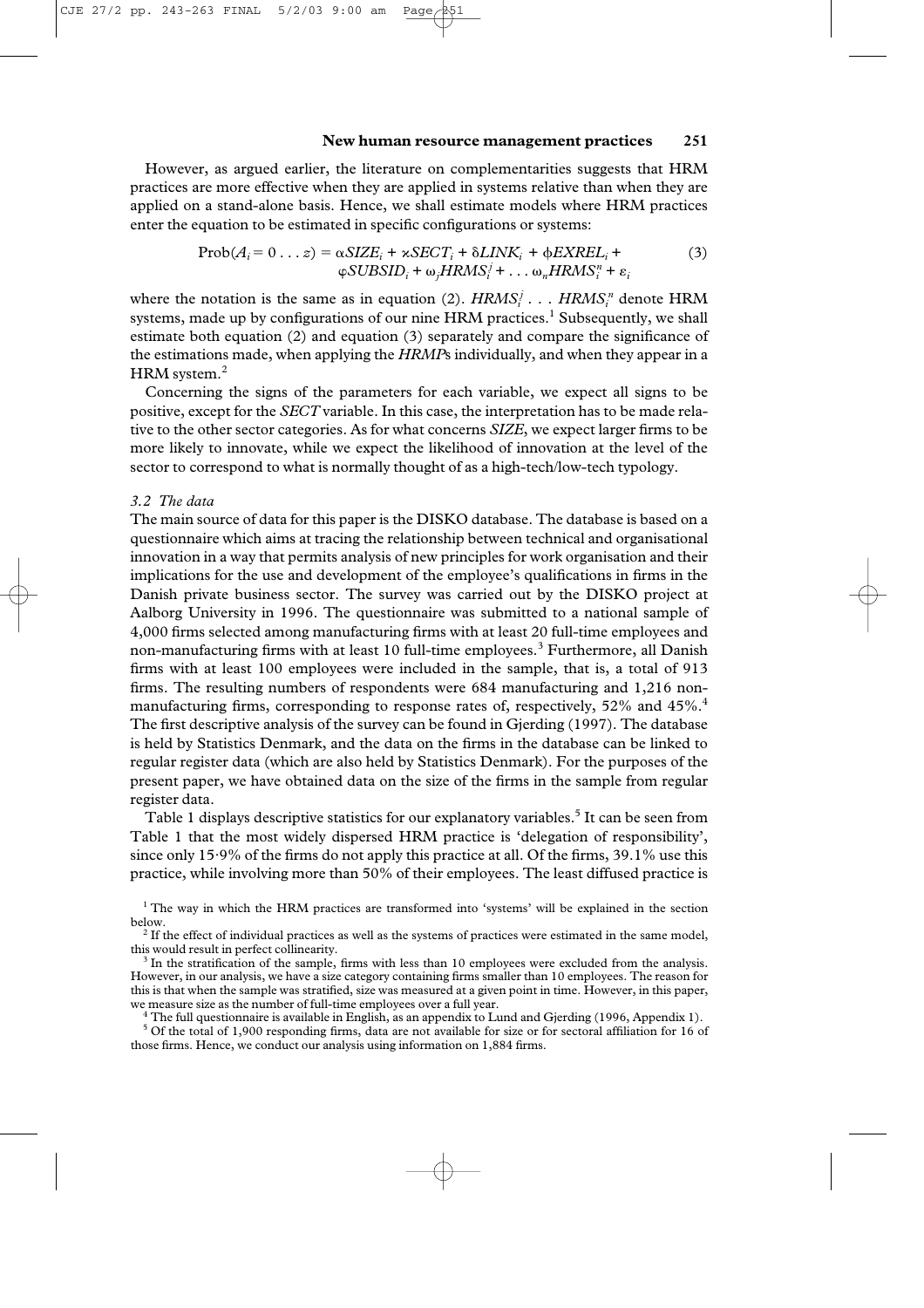However, as argued earlier, the literature on complementarities suggests that HRM practices are more effective when they are applied in systems relative than when they are applied on a stand-alone basis. Hence, we shall estimate models where HRM practices enter the equation to be estimated in specific configurations or systems:

$$\text{Prob}(A_i = 0 \ldots z) = \alpha SIZE_i + \varkappa SECT_i + \delta LINK_i + \phi EXREL_i + \varphi SUBSID_i + \omega_j HRMS_i^j + \ldots \omega_n HRMS_i^n + \varepsilon_i \tag{3}$$

where the notation is the same as in equation (2). $HRMS_i^j \ldots HRMS_i^n$ denote HRM systems, made up by configurations of our nine HRM practices.[1] Subsequently, we shall estimate both equation (2) and equation (3) separately and compare the significance of the estimations made, when applying the *HRMP*s individually, and when they appear in a HRM system.[2]

Concerning the signs of the parameters for each variable, we expect all signs to be positive, except for the *SECT* variable. In this case, the interpretation has to be made relative to the other sector categories. As for what concerns *SIZE*, we expect larger firms to be more likely to innovate, while we expect the likelihood of innovation at the level of the sector to correspond to what is normally thought of as a high-tech/low-tech typology.

### *3.2 The data*

The main source of data for this paper is the DISKO database. The database is based on a questionnaire which aims at tracing the relationship between technical and organisational innovation in a way that permits analysis of new principles for work organisation and their implications for the use and development of the employee's qualifications in firms in the Danish private business sector. The survey was carried out by the DISKO project at Aalborg University in 1996. The questionnaire was submitted to a national sample of 4,000 firms selected among manufacturing firms with at least 20 full-time employees and non-manufacturing firms with at least 10 full-time employees.[3] Furthermore, all Danish firms with at least 100 employees were included in the sample, that is, a total of 913 firms. The resulting numbers of respondents were 684 manufacturing and 1,216 non-manufacturing firms, corresponding to response rates of, respectively, 52% and 45%.[4] The first descriptive analysis of the survey can be found in Gjerding (1997). The database is held by Statistics Denmark, and the data on the firms in the database can be linked to regular register data (which are also held by Statistics Denmark). For the purposes of the present paper, we have obtained data on the size of the firms in the sample from regular register data.

Table 1 displays descriptive statistics for our explanatory variables.[5] It can be seen from Table 1 that the most widely dispersed HRM practice is 'delegation of responsibility', since only 15·9% of the firms do not apply this practice at all. Of the firms, 39.1% use this practice, while involving more than 50% of their employees. The least diffused practice is

[1] The way in which the HRM practices are transformed into 'systems' will be explained in the section below.

[2] If the effect of individual practices as well as the systems of practices were estimated in the same model, this would result in perfect collinearity.

[3] In the stratification of the sample, firms with less than 10 employees were excluded from the analysis. However, in our analysis, we have a size category containing firms smaller than 10 employees. The reason for this is that when the sample was stratified, size was measured at a given point in time. However, in this paper, we measure size as the number of full-time employees over a full year.

[4] The full questionnaire is available in English, as an appendix to Lund and Gjerding (1996, Appendix 1).

[5] Of the total of 1,900 responding firms, data are not available for size or for sectoral affiliation for 16 of those firms. Hence, we conduct our analysis using information on 1,884 firms.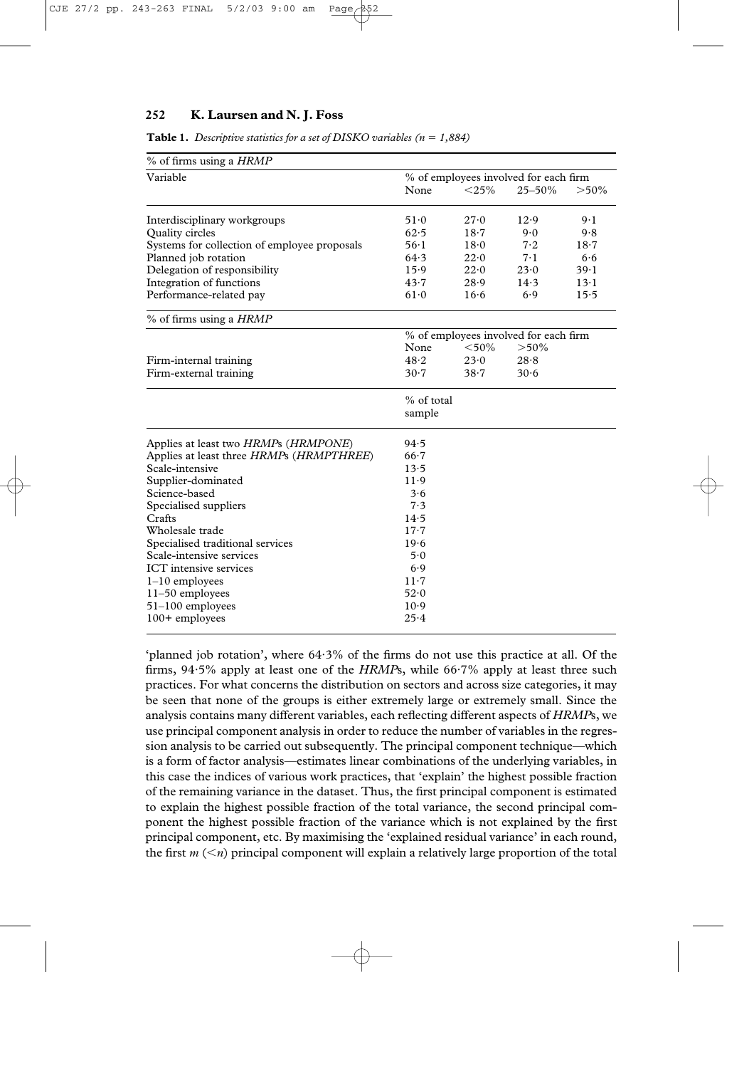**Table 1.** *Descriptive statistics for a set of DISKO variables (n = 1,884)*

| % of firms using a *HRMP* | | | | |
|---|---|---|---|---|
| Variable | % of employees involved for each firm | | | |
| | None | <25% | 25–50% | >50% |
| Interdisciplinary workgroups | 51·0 | 27·0 | 12·9 | 9·1 |
| Quality circles | 62·5 | 18·7 | 9·0 | 9·8 |
| Systems for collection of employee proposals | 56·1 | 18·0 | 7·2 | 18·7 |
| Planned job rotation | 64·3 | 22·0 | 7·1 | 6·6 |
| Delegation of responsibility | 15·9 | 22·0 | 23·0 | 39·1 |
| Integration of functions | 43·7 | 28·9 | 14·3 | 13·1 |
| Performance-related pay | 61·0 | 16·6 | 6·9 | 15·5 |
| % of firms using a *HRMP* | | | | |
| | % of employees involved for each firm | | | |
| | None | <50% | >50% | |
| Firm-internal training | 48·2 | 23·0 | 28·8 | |
| Firm-external training | 30·7 | 38·7 | 30·6 | |
| | % of total sample | | | |
| Applies at least two *HRMP*s (*HRMPONE*) | 94·5 | | | |
| Applies at least three *HRMP*s (*HRMPTHREE*) | 66·7 | | | |
| Scale-intensive | 13·5 | | | |
| Supplier-dominated | 11·9 | | | |
| Science-based | 3·6 | | | |
| Specialised suppliers | 7·3 | | | |
| Crafts | 14·5 | | | |
| Wholesale trade | 17·7 | | | |
| Specialised traditional services | 19·6 | | | |
| Scale-intensive services | 5·0 | | | |
| ICT intensive services | 6·9 | | | |
| 1–10 employees | 11·7 | | | |
| 11–50 employees | 52·0 | | | |
| 51–100 employees | 10·9 | | | |
| 100+ employees | 25·4 | | | |

'planned job rotation', where 64·3% of the firms do not use this practice at all. Of the firms, 94·5% apply at least one of the *HRMP*s, while 66·7% apply at least three such practices. For what concerns the distribution on sectors and across size categories, it may be seen that none of the groups is either extremely large or extremely small. Since the analysis contains many different variables, each reflecting different aspects of *HRMP*s, we use principal component analysis in order to reduce the number of variables in the regression analysis to be carried out subsequently. The principal component technique—which is a form of factor analysis—estimates linear combinations of the underlying variables, in this case the indices of various work practices, that 'explain' the highest possible fraction of the remaining variance in the dataset. Thus, the first principal component is estimated to explain the highest possible fraction of the total variance, the second principal component the highest possible fraction of the variance which is not explained by the first principal component, etc. By maximising the 'explained residual variance' in each round, the first $m$ ($<n$) principal component will explain a relatively large proportion of the total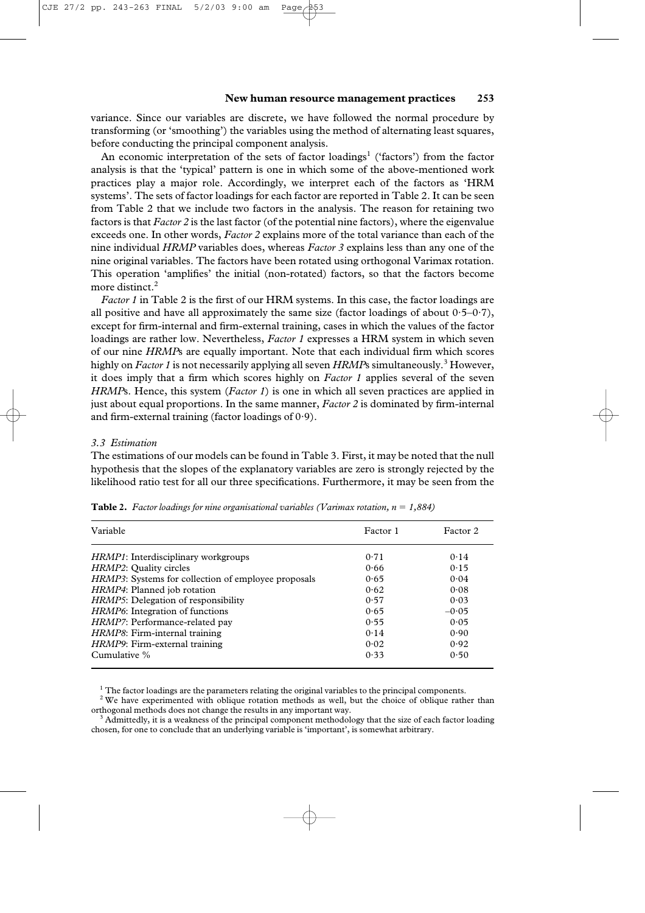variance. Since our variables are discrete, we have followed the normal procedure by transforming (or 'smoothing') the variables using the method of alternating least squares, before conducting the principal component analysis.

An economic interpretation of the sets of factor loadings[1] ('factors') from the factor analysis is that the 'typical' pattern is one in which some of the above-mentioned work practices play a major role. Accordingly, we interpret each of the factors as 'HRM systems'. The sets of factor loadings for each factor are reported in Table 2. It can be seen from Table 2 that we include two factors in the analysis. The reason for retaining two factors is that *Factor 2* is the last factor (of the potential nine factors), where the eigenvalue exceeds one. In other words, *Factor 2* explains more of the total variance than each of the nine individual *HRMP* variables does, whereas *Factor 3* explains less than any one of the nine original variables. The factors have been rotated using orthogonal Varimax rotation. This operation 'amplifies' the initial (non-rotated) factors, so that the factors become more distinct.[2]

*Factor 1* in Table 2 is the first of our HRM systems. In this case, the factor loadings are all positive and have all approximately the same size (factor loadings of about 0·5–0·7), except for firm-internal and firm-external training, cases in which the values of the factor loadings are rather low. Nevertheless, *Factor 1* expresses a HRM system in which seven of our nine *HRMP*s are equally important. Note that each individual firm which scores highly on *Factor 1* is not necessarily applying all seven *HRMP*s simultaneously.[3] However, it does imply that a firm which scores highly on *Factor 1* applies several of the seven *HRMP*s. Hence, this system (*Factor 1*) is one in which all seven practices are applied in just about equal proportions. In the same manner, *Factor 2* is dominated by firm-internal and firm-external training (factor loadings of 0·9).

### *3.3 Estimation*

The estimations of our models can be found in Table 3. First, it may be noted that the null hypothesis that the slopes of the explanatory variables are zero is strongly rejected by the likelihood ratio test for all our three specifications. Furthermore, it may be seen from the

**Table 2.** *Factor loadings for nine organisational variables (Varimax rotation, $n = 1,884$)*

| Variable | Factor 1 | Factor 2 |
|---|---|---|
| *HRMP1*: Interdisciplinary workgroups | 0·71 | 0·14 |
| *HRMP2*: Quality circles | 0·66 | 0·15 |
| *HRMP3*: Systems for collection of employee proposals | 0·65 | 0·04 |
| *HRMP4*: Planned job rotation | 0·62 | 0·08 |
| *HRMP5*: Delegation of responsibility | 0·57 | 0·03 |
| *HRMP6*: Integration of functions | 0·65 | –0·05 |
| *HRMP7*: Performance-related pay | 0·55 | 0·05 |
| *HRMP8*: Firm-internal training | 0·14 | 0·90 |
| *HRMP9*: Firm-external training | 0·02 | 0·92 |
| Cumulative % | 0·33 | 0·50 |

[1] The factor loadings are the parameters relating the original variables to the principal components.

[2] We have experimented with oblique rotation methods as well, but the choice of oblique rather than orthogonal methods does not change the results in any important way.

[3] Admittedly, it is a weakness of the principal component methodology that the size of each factor loading chosen, for one to conclude that an underlying variable is 'important', is somewhat arbitrary.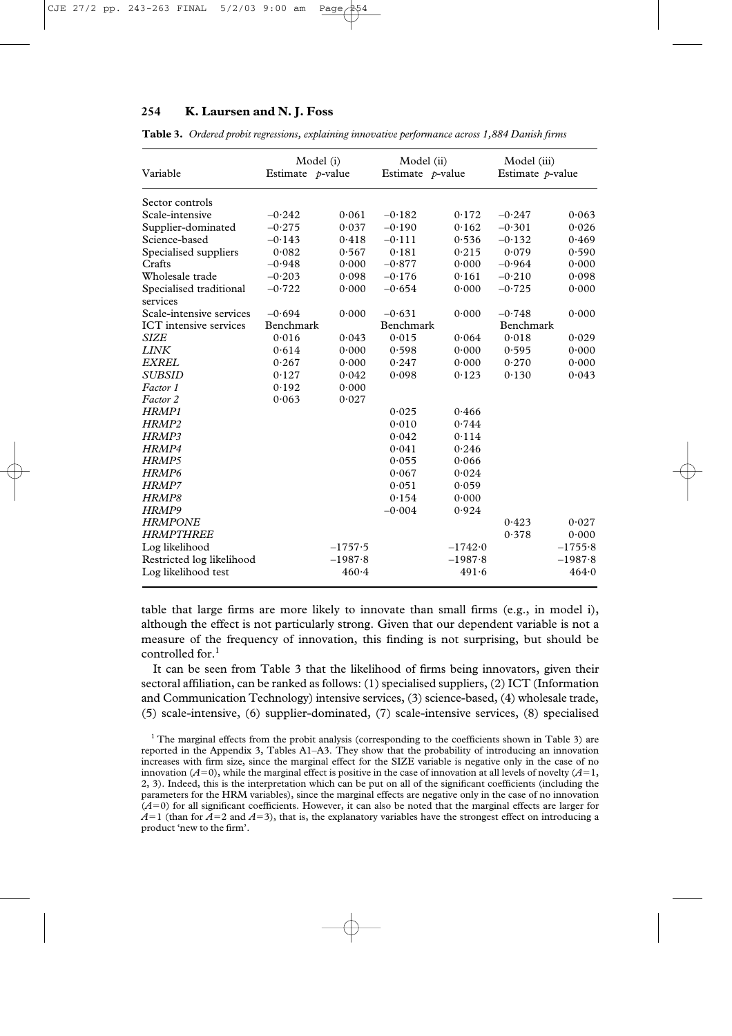**Table 3.** *Ordered probit regressions, explaining innovative performance across 1,884 Danish firms*

| Variable | Model (i) | | Model (ii) | | Model (iii) | |
|---|---|---|---|---|---|---|
| | Estimate | *p*-value | Estimate | *p*-value | Estimate | *p*-value |
| Sector controls | | | | | | |
| Scale-intensive | −0·242 | 0·061 | −0·182 | 0·172 | −0·247 | 0·063 |
| Supplier-dominated | −0·275 | 0·037 | −0·190 | 0·162 | −0·301 | 0·026 |
| Science-based | −0·143 | 0·418 | −0·111 | 0·536 | −0·132 | 0·469 |
| Specialised suppliers | 0·082 | 0·567 | 0·181 | 0·215 | 0·079 | 0·590 |
| Crafts | −0·948 | 0·000 | −0·877 | 0·000 | −0·964 | 0·000 |
| Wholesale trade | −0·203 | 0·098 | −0·176 | 0·161 | −0·210 | 0·098 |
| Specialised traditional services | −0·722 | 0·000 | −0·654 | 0·000 | −0·725 | 0·000 |
| Scale-intensive services | −0·694 | 0·000 | −0·631 | 0·000 | −0·748 | 0·000 |
| ICT intensive services | Benchmark | | Benchmark | | Benchmark | |
| *SIZE* | 0·016 | 0·043 | 0·015 | 0·064 | 0·018 | 0·029 |
| *LINK* | 0·614 | 0·000 | 0·598 | 0·000 | 0·595 | 0·000 |
| *EXREL* | 0·267 | 0·000 | 0·247 | 0·000 | 0·270 | 0·000 |
| *SUBSID* | 0·127 | 0·042 | 0·098 | 0·123 | 0·130 | 0·043 |
| *Factor 1* | 0·192 | 0·000 | | | | |
| *Factor 2* | 0·063 | 0·027 | | | | |
| *HRMP1* | | | 0·025 | 0·466 | | |
| *HRMP2* | | | 0·010 | 0·744 | | |
| *HRMP3* | | | 0·042 | 0·114 | | |
| *HRMP4* | | | 0·041 | 0·246 | | |
| *HRMP5* | | | 0·055 | 0·066 | | |
| *HRMP6* | | | 0·067 | 0·024 | | |
| *HRMP7* | | | 0·051 | 0·059 | | |
| *HRMP8* | | | 0·154 | 0·000 | | |
| *HRMP9* | | | −0·004 | 0·924 | | |
| *HRMPONE* | | | | | 0·423 | 0·027 |
| *HRMPTHREE* | | | | | 0·378 | 0·000 |
| Log likelihood | | −1757·5 | | −1742·0 | | −1755·8 |
| Restricted log likelihood | | −1987·8 | | −1987·8 | | −1987·8 |
| Log likelihood test | | 460·4 | | 491·6 | | 464·0 |

table that large firms are more likely to innovate than small firms (e.g., in model i), although the effect is not particularly strong. Given that our dependent variable is not a measure of the frequency of innovation, this finding is not surprising, but should be controlled for.[1]

It can be seen from Table 3 that the likelihood of firms being innovators, given their sectoral affiliation, can be ranked as follows: (1) specialised suppliers, (2) ICT (Information and Communication Technology) intensive services, (3) science-based, (4) wholesale trade, (5) scale-intensive, (6) supplier-dominated, (7) scale-intensive services, (8) specialised

[1] The marginal effects from the probit analysis (corresponding to the coefficients shown in Table 3) are reported in the Appendix 3, Tables A1–A3. They show that the probability of introducing an innovation increases with firm size, since the marginal effect for the SIZE variable is negative only in the case of no innovation ($A=0$), while the marginal effect is positive in the case of innovation at all levels of novelty ($A=1$, 2, 3). Indeed, this is the interpretation which can be put on all of the significant coefficients (including the parameters for the HRM variables), since the marginal effects are negative only in the case of no innovation ($A=0$) for all significant coefficients. However, it can also be noted that the marginal effects are larger for $A=1$ (than for $A=2$ and $A=3$), that is, the explanatory variables have the strongest effect on introducing a product 'new to the firm'.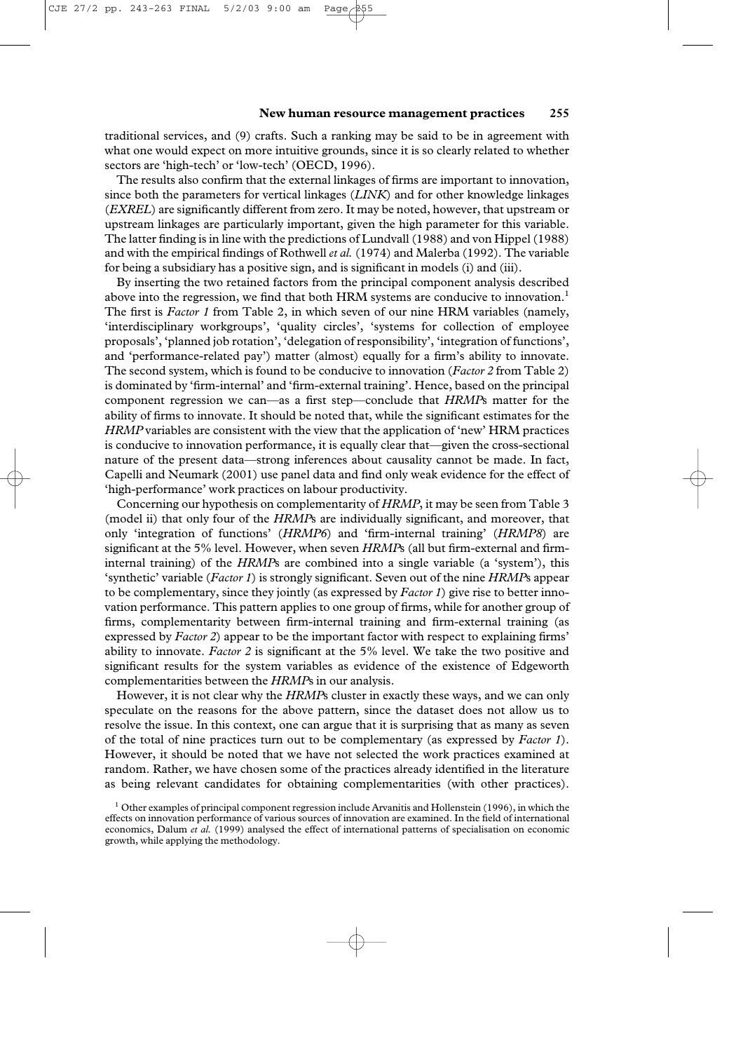traditional services, and (9) crafts. Such a ranking may be said to be in agreement with what one would expect on more intuitive grounds, since it is so clearly related to whether sectors are 'high-tech' or 'low-tech' (OECD, 1996).

The results also confirm that the external linkages of firms are important to innovation, since both the parameters for vertical linkages (*LINK*) and for other knowledge linkages (*EXREL*) are significantly different from zero. It may be noted, however, that upstream or upstream linkages are particularly important, given the high parameter for this variable. The latter finding is in line with the predictions of Lundvall (1988) and von Hippel (1988) and with the empirical findings of Rothwell *et al.* (1974) and Malerba (1992). The variable for being a subsidiary has a positive sign, and is significant in models (i) and (iii).

By inserting the two retained factors from the principal component analysis described above into the regression, we find that both HRM systems are conducive to innovation.[1] The first is *Factor 1* from Table 2, in which seven of our nine HRM variables (namely, 'interdisciplinary workgroups', 'quality circles', 'systems for collection of employee proposals', 'planned job rotation', 'delegation of responsibility', 'integration of functions', and 'performance-related pay') matter (almost) equally for a firm's ability to innovate. The second system, which is found to be conducive to innovation (*Factor 2* from Table 2) is dominated by 'firm-internal' and 'firm-external training'. Hence, based on the principal component regression we can—as a first step—conclude that *HRMP*s matter for the ability of firms to innovate. It should be noted that, while the significant estimates for the *HRMP* variables are consistent with the view that the application of 'new' HRM practices is conducive to innovation performance, it is equally clear that—given the cross-sectional nature of the present data—strong inferences about causality cannot be made. In fact, Capelli and Neumark (2001) use panel data and find only weak evidence for the effect of 'high-performance' work practices on labour productivity.

Concerning our hypothesis on complementarity of *HRMP*, it may be seen from Table 3 (model ii) that only four of the *HRMP*s are individually significant, and moreover, that only 'integration of functions' (*HRMP6*) and 'firm-internal training' (*HRMP8*) are significant at the 5% level. However, when seven *HRMP*s (all but firm-external and firm-internal training) of the *HRMP*s are combined into a single variable (a 'system'), this 'synthetic' variable (*Factor 1*) is strongly significant. Seven out of the nine *HRMP*s appear to be complementary, since they jointly (as expressed by *Factor 1*) give rise to better innovation performance. This pattern applies to one group of firms, while for another group of firms, complementarity between firm-internal training and firm-external training (as expressed by *Factor 2*) appear to be the important factor with respect to explaining firms' ability to innovate. *Factor 2* is significant at the 5% level. We take the two positive and significant results for the system variables as evidence of the existence of Edgeworth complementarities between the *HRMP*s in our analysis.

However, it is not clear why the *HRMP*s cluster in exactly these ways, and we can only speculate on the reasons for the above pattern, since the dataset does not allow us to resolve the issue. In this context, one can argue that it is surprising that as many as seven of the total of nine practices turn out to be complementary (as expressed by *Factor 1*). However, it should be noted that we have not selected the work practices examined at random. Rather, we have chosen some of the practices already identified in the literature as being relevant candidates for obtaining complementarities (with other practices).

[1] Other examples of principal component regression include Arvanitis and Hollenstein (1996), in which the effects on innovation performance of various sources of innovation are examined. In the field of international economics, Dalum *et al.* (1999) analysed the effect of international patterns of specialisation on economic growth, while applying the methodology.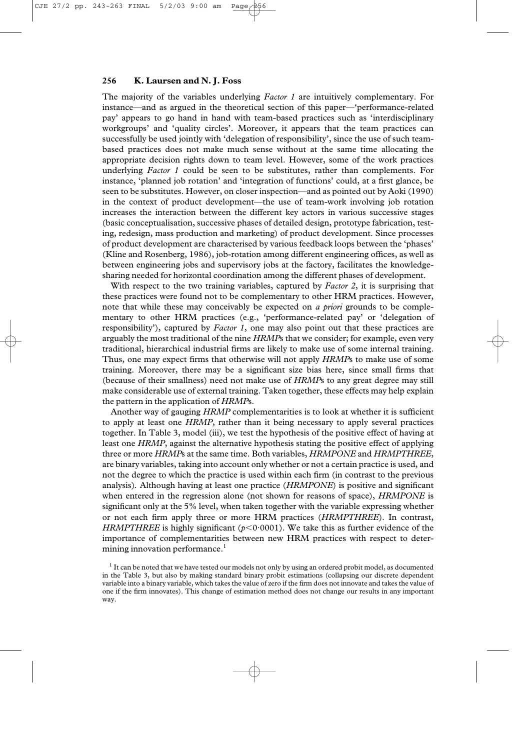The majority of the variables underlying *Factor 1* are intuitively complementary. For instance—and as argued in the theoretical section of this paper—'performance-related pay' appears to go hand in hand with team-based practices such as 'interdisciplinary workgroups' and 'quality circles'. Moreover, it appears that the team practices can successfully be used jointly with 'delegation of responsibility', since the use of such team-based practices does not make much sense without at the same time allocating the appropriate decision rights down to team level. However, some of the work practices underlying *Factor 1* could be seen to be substitutes, rather than complements. For instance, 'planned job rotation' and 'integration of functions' could, at a first glance, be seen to be substitutes. However, on closer inspection—and as pointed out by Aoki (1990) in the context of product development—the use of team-work involving job rotation increases the interaction between the different key actors in various successive stages (basic conceptualisation, successive phases of detailed design, prototype fabrication, testing, redesign, mass production and marketing) of product development. Since processes of product development are characterised by various feedback loops between the 'phases' (Kline and Rosenberg, 1986), job-rotation among different engineering offices, as well as between engineering jobs and supervisory jobs at the factory, facilitates the knowledge-sharing needed for horizontal coordination among the different phases of development.

With respect to the two training variables, captured by *Factor 2*, it is surprising that these practices were found not to be complementary to other HRM practices. However, note that while these may conceivably be expected on *a priori* grounds to be complementary to other HRM practices (e.g., 'performance-related pay' or 'delegation of responsibility'), captured by *Factor 1*, one may also point out that these practices are arguably the most traditional of the nine *HRMP*s that we consider; for example, even very traditional, hierarchical industrial firms are likely to make use of some internal training. Thus, one may expect firms that otherwise will not apply *HRMP*s to make use of some training. Moreover, there may be a significant size bias here, since small firms that (because of their smallness) need not make use of *HRMP*s to any great degree may still make considerable use of external training. Taken together, these effects may help explain the pattern in the application of *HRMP*s.

Another way of gauging *HRMP* complementarities is to look at whether it is sufficient to apply at least one *HRMP*, rather than it being necessary to apply several practices together. In Table 3, model (iii), we test the hypothesis of the positive effect of having at least one *HRMP*, against the alternative hypothesis stating the positive effect of applying three or more *HRMP*s at the same time. Both variables, *HRMPONE* and *HRMPTHREE*, are binary variables, taking into account only whether or not a certain practice is used, and not the degree to which the practice is used within each firm (in contrast to the previous analysis). Although having at least one practice (*HRMPONE*) is positive and significant when entered in the regression alone (not shown for reasons of space), *HRMPONE* is significant only at the 5% level, when taken together with the variable expressing whether or not each firm apply three or more HRM practices (*HRMPTHREE*). In contrast, *HRMPTHREE* is highly significant ($p < 0{\cdot}0001$). We take this as further evidence of the importance of complementarities between new HRM practices with respect to determining innovation performance.[1]

[1] It can be noted that we have tested our models not only by using an ordered probit model, as documented in the Table 3, but also by making standard binary probit estimations (collapsing our discrete dependent variable into a binary variable, which takes the value of zero if the firm does not innovate and takes the value of one if the firm innovates). This change of estimation method does not change our results in any important way.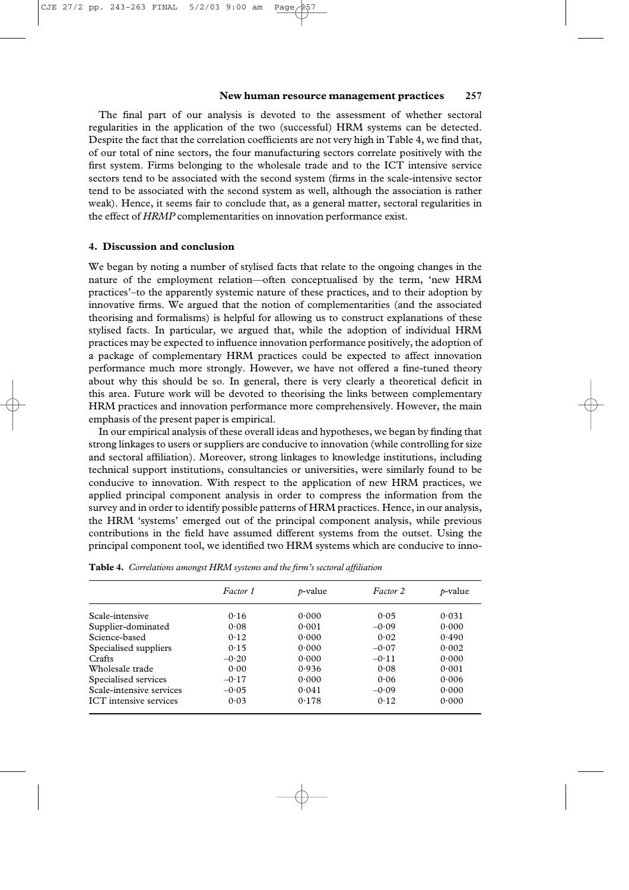The final part of our analysis is devoted to the assessment of whether sectoral regularities in the application of the two (successful) HRM systems can be detected. Despite the fact that the correlation coefficients are not very high in Table 4, we find that, of our total of nine sectors, the four manufacturing sectors correlate positively with the first system. Firms belonging to the wholesale trade and to the ICT intensive service sectors tend to be associated with the second system (firms in the scale-intensive sector tend to be associated with the second system as well, although the association is rather weak). Hence, it seems fair to conclude that, as a general matter, sectoral regularities in the effect of *HRMP* complementarities on innovation performance exist.

## 4. Discussion and conclusion

We began by noting a number of stylised facts that relate to the ongoing changes in the nature of the employment relation—often conceptualised by the term, 'new HRM practices'–to the apparently systemic nature of these practices, and to their adoption by innovative firms. We argued that the notion of complementarities (and the associated theorising and formalisms) is helpful for allowing us to construct explanations of these stylised facts. In particular, we argued that, while the adoption of individual HRM practices may be expected to influence innovation performance positively, the adoption of a package of complementary HRM practices could be expected to affect innovation performance much more strongly. However, we have not offered a fine-tuned theory about why this should be so. In general, there is very clearly a theoretical deficit in this area. Future work will be devoted to theorising the links between complementary HRM practices and innovation performance more comprehensively. However, the main emphasis of the present paper is empirical.

In our empirical analysis of these overall ideas and hypotheses, we began by finding that strong linkages to users or suppliers are conducive to innovation (while controlling for size and sectoral affiliation). Moreover, strong linkages to knowledge institutions, including technical support institutions, consultancies or universities, were similarly found to be conducive to innovation. With respect to the application of new HRM practices, we applied principal component analysis in order to compress the information from the survey and in order to identify possible patterns of HRM practices. Hence, in our analysis, the HRM 'systems' emerged out of the principal component analysis, while previous contributions in the field have assumed different systems from the outset. Using the principal component tool, we identified two HRM systems which are conducive to inno-

**Table 4.** *Correlations amongst HRM systems and the firm's sectoral affiliation*

| | *Factor 1* | *p*-value | *Factor 2* | *p*-value |
|---|---|---|---|---|
| Scale-intensive | 0·16 | 0·000 | 0·05 | 0·031 |
| Supplier-dominated | 0·08 | 0·001 | –0·09 | 0·000 |
| Science-based | 0·12 | 0·000 | 0·02 | 0·490 |
| Specialised suppliers | 0·15 | 0·000 | –0·07 | 0·002 |
| Crafts | –0·20 | 0·000 | –0·11 | 0·000 |
| Wholesale trade | 0·00 | 0·936 | 0·08 | 0·001 |
| Specialised services | –0·17 | 0·000 | 0·06 | 0·006 |
| Scale-intensive services | –0·05 | 0·041 | –0·09 | 0·000 |
| ICT intensive services | 0·03 | 0·178 | 0·12 | 0·000 |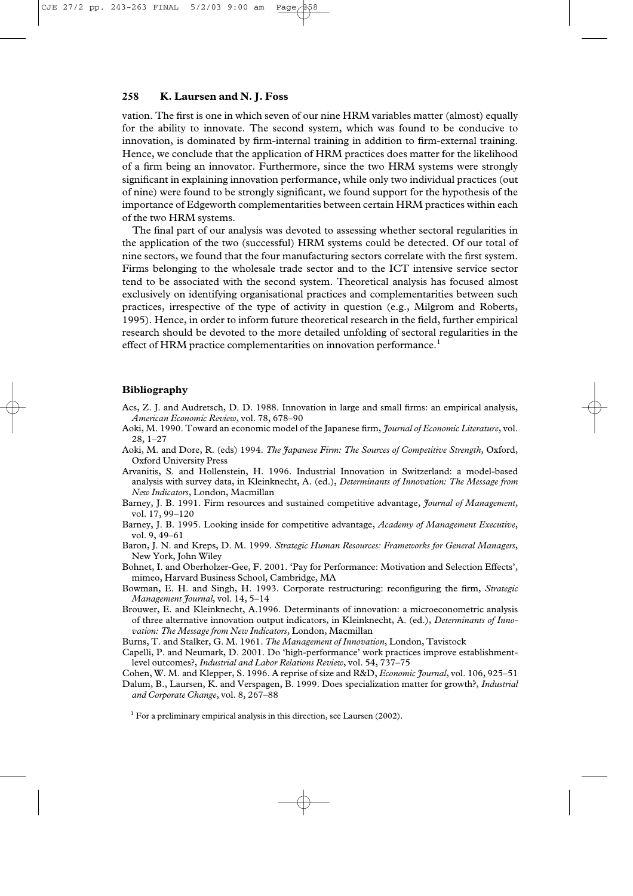vation. The first is one in which seven of our nine HRM variables matter (almost) equally for the ability to innovate. The second system, which was found to be conducive to innovation, is dominated by firm-internal training in addition to firm-external training. Hence, we conclude that the application of HRM practices does matter for the likelihood of a firm being an innovator. Furthermore, since the two HRM systems were strongly significant in explaining innovation performance, while only two individual practices (out of nine) were found to be strongly significant, we found support for the hypothesis of the importance of Edgeworth complementarities between certain HRM practices within each of the two HRM systems.

The final part of our analysis was devoted to assessing whether sectoral regularities in the application of the two (successful) HRM systems could be detected. Of our total of nine sectors, we found that the four manufacturing sectors correlate with the first system. Firms belonging to the wholesale trade sector and to the ICT intensive service sector tend to be associated with the second system. Theoretical analysis has focused almost exclusively on identifying organisational practices and complementarities between such practices, irrespective of the type of activity in question (e.g., Milgrom and Roberts, 1995). Hence, in order to inform future theoretical research in the field, further empirical research should be devoted to the more detailed unfolding of sectoral regularities in the effect of HRM practice complementarities on innovation performance.[1]

## Bibliography

Acs, Z. J. and Audretsch, D. D. 1988. Innovation in large and small firms: an empirical analysis, *American Economic Review*, vol. 78, 678–90

Aoki, M. 1990. Toward an economic model of the Japanese firm, *Journal of Economic Literature*, vol. 28, 1–27

Aoki, M. and Dore, R. (eds) 1994. *The Japanese Firm: The Sources of Competitive Strength*, Oxford, Oxford University Press

Arvanitis, S. and Hollenstein, H. 1996. Industrial Innovation in Switzerland: a model-based analysis with survey data, in Kleinknecht, A. (ed.), *Determinants of Innovation: The Message from New Indicators*, London, Macmillan

Barney, J. B. 1991. Firm resources and sustained competitive advantage, *Journal of Management*, vol. 17, 99–120

Barney, J. B. 1995. Looking inside for competitive advantage, *Academy of Management Executive*, vol. 9, 49–61

Baron, J. N. and Kreps, D. M. 1999. *Strategic Human Resources: Frameworks for General Managers*, New York, John Wiley

Bohnet, I. and Oberholzer-Gee, F. 2001. 'Pay for Performance: Motivation and Selection Effects', mimeo, Harvard Business School, Cambridge, MA

Bowman, E. H. and Singh, H. 1993. Corporate restructuring: reconfiguring the firm, *Strategic Management Journal*, vol. 14, 5–14

Brouwer, E. and Kleinknecht, A.1996. Determinants of innovation: a microeconometric analysis of three alternative innovation output indicators, in Kleinknecht, A. (ed.), *Determinants of Innovation: The Message from New Indicators*, London, Macmillan

Burns, T. and Stalker, G. M. 1961. *The Management of Innovation*, London, Tavistock

Capelli, P. and Neumark, D. 2001. Do 'high-performance' work practices improve establishment-level outcomes?, *Industrial and Labor Relations Review*, vol. 54, 737–75

Cohen, W. M. and Klepper, S. 1996. A reprise of size and R&D, *Economic Journal*, vol. 106, 925–51

Dalum, B., Laursen, K. and Verspagen, B. 1999. Does specialization matter for growth?, *Industrial and Corporate Change*, vol. 8, 267–88

[1] For a preliminary empirical analysis in this direction, see Laursen (2002).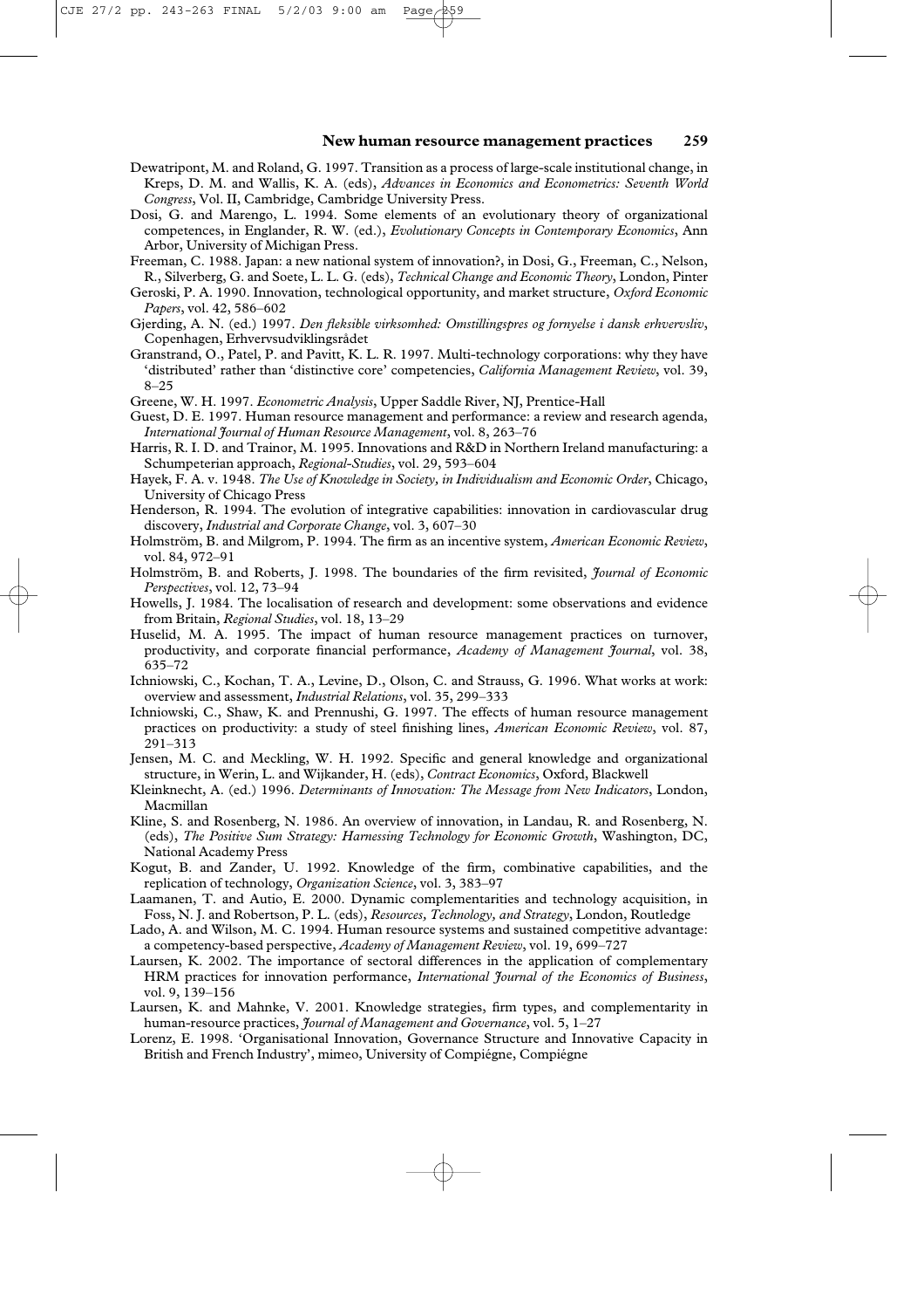Dewatripont, M. and Roland, G. 1997. Transition as a process of large-scale institutional change, in Kreps, D. M. and Wallis, K. A. (eds), *Advances in Economics and Econometrics: Seventh World Congress*, Vol. II, Cambridge, Cambridge University Press.

Dosi, G. and Marengo, L. 1994. Some elements of an evolutionary theory of organizational competences, in Englander, R. W. (ed.), *Evolutionary Concepts in Contemporary Economics*, Ann Arbor, University of Michigan Press.

Freeman, C. 1988. Japan: a new national system of innovation?, in Dosi, G., Freeman, C., Nelson, R., Silverberg, G. and Soete, L. L. G. (eds), *Technical Change and Economic Theory*, London, Pinter

Geroski, P. A. 1990. Innovation, technological opportunity, and market structure, *Oxford Economic Papers*, vol. 42, 586–602

Gjerding, A. N. (ed.) 1997. *Den fleksible virksomhed: Omstillingspres og fornyelse i dansk erhvervsliv*, Copenhagen, Erhvervsudviklingsrådet

Granstrand, O., Patel, P. and Pavitt, K. L. R. 1997. Multi-technology corporations: why they have 'distributed' rather than 'distinctive core' competencies, *California Management Review*, vol. 39, 8–25

Greene, W. H. 1997. *Econometric Analysis*, Upper Saddle River, NJ, Prentice-Hall

Guest, D. E. 1997. Human resource management and performance: a review and research agenda, *International Journal of Human Resource Management*, vol. 8, 263–76

Harris, R. I. D. and Trainor, M. 1995. Innovations and R&D in Northern Ireland manufacturing: a Schumpeterian approach, *Regional-Studies*, vol. 29, 593–604

Hayek, F. A. v. 1948. *The Use of Knowledge in Society, in Individualism and Economic Order*, Chicago, University of Chicago Press

Henderson, R. 1994. The evolution of integrative capabilities: innovation in cardiovascular drug discovery, *Industrial and Corporate Change*, vol. 3, 607–30

Holmström, B. and Milgrom, P. 1994. The firm as an incentive system, *American Economic Review*, vol. 84, 972–91

Holmström, B. and Roberts, J. 1998. The boundaries of the firm revisited, *Journal of Economic Perspectives*, vol. 12, 73–94

Howells, J. 1984. The localisation of research and development: some observations and evidence from Britain, *Regional Studies*, vol. 18, 13–29

Huselid, M. A. 1995. The impact of human resource management practices on turnover, productivity, and corporate financial performance, *Academy of Management Journal*, vol. 38, 635–72

Ichniowski, C., Kochan, T. A., Levine, D., Olson, C. and Strauss, G. 1996. What works at work: overview and assessment, *Industrial Relations*, vol. 35, 299–333

Ichniowski, C., Shaw, K. and Prennushi, G. 1997. The effects of human resource management practices on productivity: a study of steel finishing lines, *American Economic Review*, vol. 87, 291–313

Jensen, M. C. and Meckling, W. H. 1992. Specific and general knowledge and organizational structure, in Werin, L. and Wijkander, H. (eds), *Contract Economics*, Oxford, Blackwell

Kleinknecht, A. (ed.) 1996. *Determinants of Innovation: The Message from New Indicators*, London, Macmillan

Kline, S. and Rosenberg, N. 1986. An overview of innovation, in Landau, R. and Rosenberg, N. (eds), *The Positive Sum Strategy: Harnessing Technology for Economic Growth*, Washington, DC, National Academy Press

Kogut, B. and Zander, U. 1992. Knowledge of the firm, combinative capabilities, and the replication of technology, *Organization Science*, vol. 3, 383–97

Laamanen, T. and Autio, E. 2000. Dynamic complementarities and technology acquisition, in Foss, N. J. and Robertson, P. L. (eds), *Resources, Technology, and Strategy*, London, Routledge

Lado, A. and Wilson, M. C. 1994. Human resource systems and sustained competitive advantage: a competency-based perspective, *Academy of Management Review*, vol. 19, 699–727

Laursen, K. 2002. The importance of sectoral differences in the application of complementary HRM practices for innovation performance, *International Journal of the Economics of Business*, vol. 9, 139–156

Laursen, K. and Mahnke, V. 2001. Knowledge strategies, firm types, and complementarity in human-resource practices, *Journal of Management and Governance*, vol. 5, 1–27

Lorenz, E. 1998. 'Organisational Innovation, Governance Structure and Innovative Capacity in British and French Industry', mimeo, University of Compiégne, Compiégne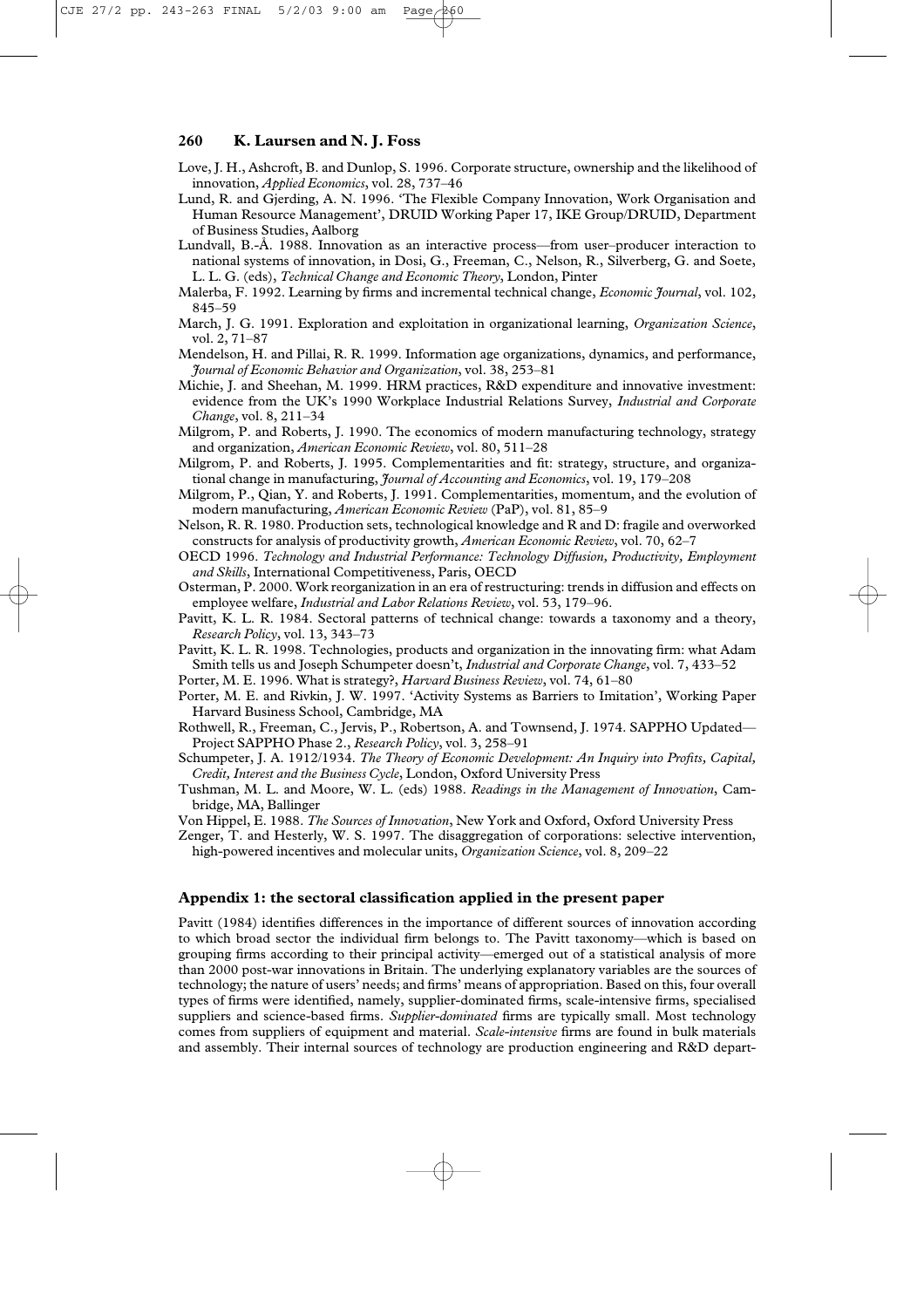Love, J. H., Ashcroft, B. and Dunlop, S. 1996. Corporate structure, ownership and the likelihood of innovation, *Applied Economics*, vol. 28, 737–46

Lund, R. and Gjerding, A. N. 1996. 'The Flexible Company Innovation, Work Organisation and Human Resource Management', DRUID Working Paper 17, IKE Group/DRUID, Department of Business Studies, Aalborg

Lundvall, B.-Å. 1988. Innovation as an interactive process—from user–producer interaction to national systems of innovation, in Dosi, G., Freeman, C., Nelson, R., Silverberg, G. and Soete, L. L. G. (eds), *Technical Change and Economic Theory*, London, Pinter

Malerba, F. 1992. Learning by firms and incremental technical change, *Economic Journal*, vol. 102, 845–59

March, J. G. 1991. Exploration and exploitation in organizational learning, *Organization Science*, vol. 2, 71–87

Mendelson, H. and Pillai, R. R. 1999. Information age organizations, dynamics, and performance, *Journal of Economic Behavior and Organization*, vol. 38, 253–81

Michie, J. and Sheehan, M. 1999. HRM practices, R&D expenditure and innovative investment: evidence from the UK's 1990 Workplace Industrial Relations Survey, *Industrial and Corporate Change*, vol. 8, 211–34

Milgrom, P. and Roberts, J. 1990. The economics of modern manufacturing technology, strategy and organization, *American Economic Review*, vol. 80, 511–28

Milgrom, P. and Roberts, J. 1995. Complementarities and fit: strategy, structure, and organizational change in manufacturing, *Journal of Accounting and Economics*, vol. 19, 179–208

Milgrom, P., Qian, Y. and Roberts, J. 1991. Complementarities, momentum, and the evolution of modern manufacturing, *American Economic Review* (PaP), vol. 81, 85–9

Nelson, R. R. 1980. Production sets, technological knowledge and R and D: fragile and overworked constructs for analysis of productivity growth, *American Economic Review*, vol. 70, 62–7

OECD 1996. *Technology and Industrial Performance: Technology Diffusion, Productivity, Employment and Skills*, International Competitiveness, Paris, OECD

Osterman, P. 2000. Work reorganization in an era of restructuring: trends in diffusion and effects on employee welfare, *Industrial and Labor Relations Review*, vol. 53, 179–96.

Pavitt, K. L. R. 1984. Sectoral patterns of technical change: towards a taxonomy and a theory, *Research Policy*, vol. 13, 343–73

Pavitt, K. L. R. 1998. Technologies, products and organization in the innovating firm: what Adam Smith tells us and Joseph Schumpeter doesn't, *Industrial and Corporate Change*, vol. 7, 433–52

Porter, M. E. 1996. What is strategy?, *Harvard Business Review*, vol. 74, 61–80

Porter, M. E. and Rivkin, J. W. 1997. 'Activity Systems as Barriers to Imitation', Working Paper Harvard Business School, Cambridge, MA

Rothwell, R., Freeman, C., Jervis, P., Robertson, A. and Townsend, J. 1974. SAPPHO Updated—Project SAPPHO Phase 2., *Research Policy*, vol. 3, 258–91

Schumpeter, J. A. 1912/1934. *The Theory of Economic Development: An Inquiry into Profits, Capital, Credit, Interest and the Business Cycle*, London, Oxford University Press

Tushman, M. L. and Moore, W. L. (eds) 1988. *Readings in the Management of Innovation*, Cambridge, MA, Ballinger

Von Hippel, E. 1988. *The Sources of Innovation*, New York and Oxford, Oxford University Press

Zenger, T. and Hesterly, W. S. 1997. The disaggregation of corporations: selective intervention, high-powered incentives and molecular units, *Organization Science*, vol. 8, 209–22

## Appendix 1: the sectoral classification applied in the present paper

Pavitt (1984) identifies differences in the importance of different sources of innovation according to which broad sector the individual firm belongs to. The Pavitt taxonomy—which is based on grouping firms according to their principal activity—emerged out of a statistical analysis of more than 2000 post-war innovations in Britain. The underlying explanatory variables are the sources of technology; the nature of users' needs; and firms' means of appropriation. Based on this, four overall types of firms were identified, namely, supplier-dominated firms, scale-intensive firms, specialised suppliers and science-based firms. *Supplier-dominated* firms are typically small. Most technology comes from suppliers of equipment and material. *Scale-intensive* firms are found in bulk materials and assembly. Their internal sources of technology are production engineering and R&D depart-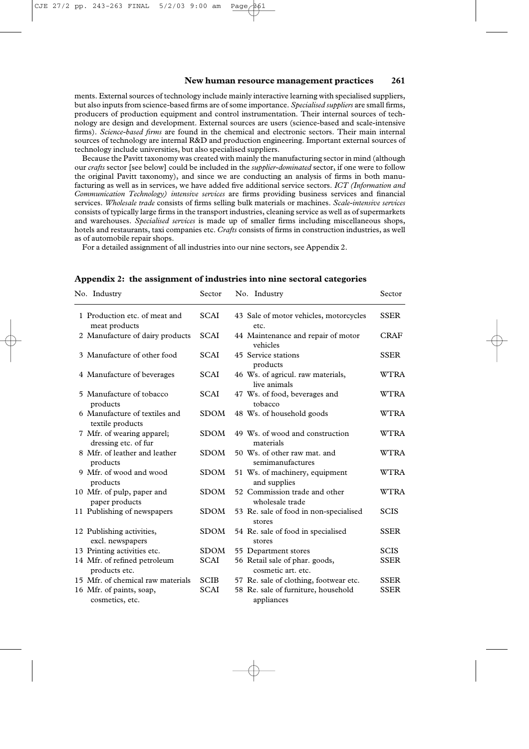ments. External sources of technology include mainly interactive learning with specialised suppliers, but also inputs from science-based firms are of some importance. *Specialised suppliers* are small firms, producers of production equipment and control instrumentation. Their internal sources of technology are design and development. External sources are users (science-based and scale-intensive firms). *Science-based firms* are found in the chemical and electronic sectors. Their main internal sources of technology are internal R&D and production engineering. Important external sources of technology include universities, but also specialised suppliers.

Because the Pavitt taxonomy was created with mainly the manufacturing sector in mind (although our *crafts* sector [see below] could be included in the *supplier-dominated* sector, if one were to follow the original Pavitt taxonomy), and since we are conducting an analysis of firms in both manufacturing as well as in services, we have added five additional service sectors. *ICT (Information and Communication Technology) intensive services* are firms providing business services and financial services. *Wholesale trade* consists of firms selling bulk materials or machines. *Scale-intensive services* consists of typically large firms in the transport industries, cleaning service as well as of supermarkets and warehouses. *Specialised services* is made up of smaller firms including miscellaneous shops, hotels and restaurants, taxi companies etc. *Crafts* consists of firms in construction industries, as well as of automobile repair shops.

For a detailed assignment of all industries into our nine sectors, see Appendix 2.

## Appendix 2: the assignment of industries into nine sectoral categories

| No. | Industry | Sector | No. | Industry | Sector |
|---|---|---|---|---|---|
| 1 | Production etc. of meat and meat products | SCAI | 43 | Sale of motor vehicles, motorcycles etc. | SSER |
| 2 | Manufacture of dairy products | SCAI | 44 | Maintenance and repair of motor vehicles | CRAF |
| 3 | Manufacture of other food products | SCAI | 45 | Service stations | SSER |
| 4 | Manufacture of beverages | SCAI | 46 | Ws. of agricul. raw materials, live animals | WTRA |
| 5 | Manufacture of tobacco products | SCAI | 47 | Ws. of food, beverages and tobacco | WTRA |
| 6 | Manufacture of textiles and textile products | SDOM | 48 | Ws. of household goods | WTRA |
| 7 | Mfr. of wearing apparel; dressing etc. of fur | SDOM | 49 | Ws. of wood and construction materials | WTRA |
| 8 | Mfr. of leather and leather products | SDOM | 50 | Ws. of other raw mat. and semimanufactures | WTRA |
| 9 | Mfr. of wood and wood products | SDOM | 51 | Ws. of machinery, equipment and supplies | WTRA |
| 10 | Mfr. of pulp, paper and paper products | SDOM | 52 | Commission trade and other wholesale trade | WTRA |
| 11 | Publishing of newspapers | SDOM | 53 | Re. sale of food in non-specialised stores | SCIS |
| 12 | Publishing activities, excl. newspapers | SDOM | 54 | Re. sale of food in specialised stores | SSER |
| 13 | Printing activities etc. | SDOM | 55 | Department stores | SCIS |
| 14 | Mfr. of refined petroleum products etc. | SCAI | 56 | Retail sale of phar. goods, cosmetic art. etc. | SSER |
| 15 | Mfr. of chemical raw materials | SCIB | 57 | Re. sale of clothing, footwear etc. | SSER |
| 16 | Mfr. of paints, soap, cosmetics, etc. | SCAI | 58 | Re. sale of furniture, household appliances | SSER |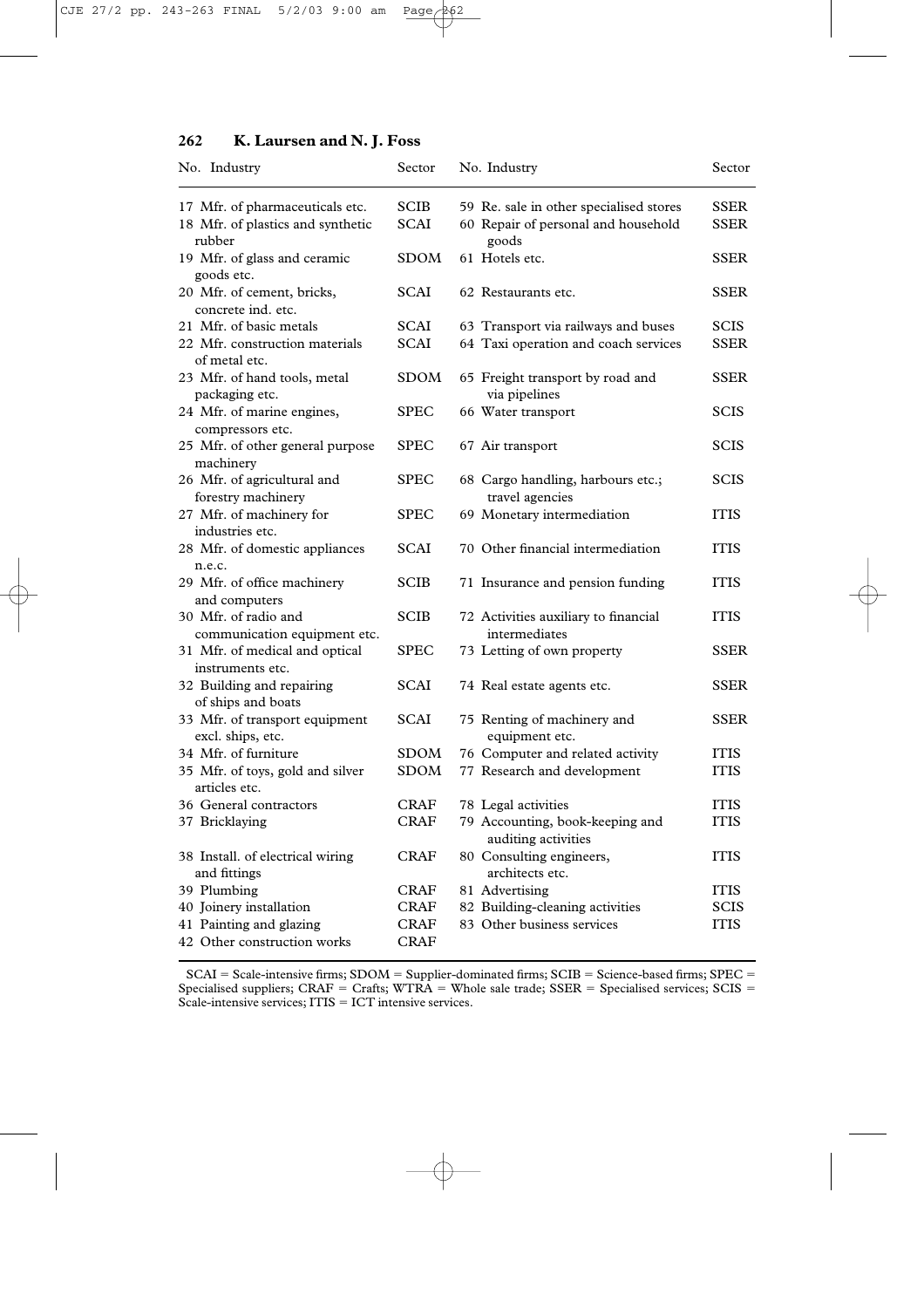| No. | Industry | Sector | No. | Industry | Sector |
|---|---|---|---|---|---|
| 17 | Mfr. of pharmaceuticals etc. | SCIB | 59 | Re. sale in other specialised stores | SSER |
| 18 | Mfr. of plastics and synthetic rubber | SCAI | 60 | Repair of personal and household goods | SSER |
| 19 | Mfr. of glass and ceramic goods etc. | SDOM | 61 | Hotels etc. | SSER |
| 20 | Mfr. of cement, bricks, concrete ind. etc. | SCAI | 62 | Restaurants etc. | SSER |
| 21 | Mfr. of basic metals | SCAI | 63 | Transport via railways and buses | SCIS |
| 22 | Mfr. construction materials of metal etc. | SCAI | 64 | Taxi operation and coach services | SSER |
| 23 | Mfr. of hand tools, metal packaging etc. | SDOM | 65 | Freight transport by road and via pipelines | SSER |
| 24 | Mfr. of marine engines, compressors etc. | SPEC | 66 | Water transport | SCIS |
| 25 | Mfr. of other general purpose machinery | SPEC | 67 | Air transport | SCIS |
| 26 | Mfr. of agricultural and forestry machinery | SPEC | 68 | Cargo handling, harbours etc.; travel agencies | SCIS |
| 27 | Mfr. of machinery for industries etc. | SPEC | 69 | Monetary intermediation | ITIS |
| 28 | Mfr. of domestic appliances n.e.c. | SCAI | 70 | Other financial intermediation | ITIS |
| 29 | Mfr. of office machinery and computers | SCIB | 71 | Insurance and pension funding | ITIS |
| 30 | Mfr. of radio and communication equipment etc. | SCIB | 72 | Activities auxiliary to financial intermediates | ITIS |
| 31 | Mfr. of medical and optical instruments etc. | SPEC | 73 | Letting of own property | SSER |
| 32 | Building and repairing of ships and boats | SCAI | 74 | Real estate agents etc. | SSER |
| 33 | Mfr. of transport equipment excl. ships, etc. | SCAI | 75 | Renting of machinery and equipment etc. | SSER |
| 34 | Mfr. of furniture | SDOM | 76 | Computer and related activity | ITIS |
| 35 | Mfr. of toys, gold and silver articles etc. | SDOM | 77 | Research and development | ITIS |
| 36 | General contractors | CRAF | 78 | Legal activities | ITIS |
| 37 | Bricklaying | CRAF | 79 | Accounting, book-keeping and auditing activities | ITIS |
| 38 | Install. of electrical wiring and fittings | CRAF | 80 | Consulting engineers, architects etc. | ITIS |
| 39 | Plumbing | CRAF | 81 | Advertising | ITIS |
| 40 | Joinery installation | CRAF | 82 | Building-cleaning activities | SCIS |
| 41 | Painting and glazing | CRAF | 83 | Other business services | ITIS |
| 42 | Other construction works | CRAF | | | |

SCAI = Scale-intensive firms; SDOM = Supplier-dominated firms; SCIB = Science-based firms; SPEC = Specialised suppliers; CRAF = Crafts; WTRA = Whole sale trade; SSER = Specialised services; SCIS = Scale-intensive services; ITIS = ICT intensive services.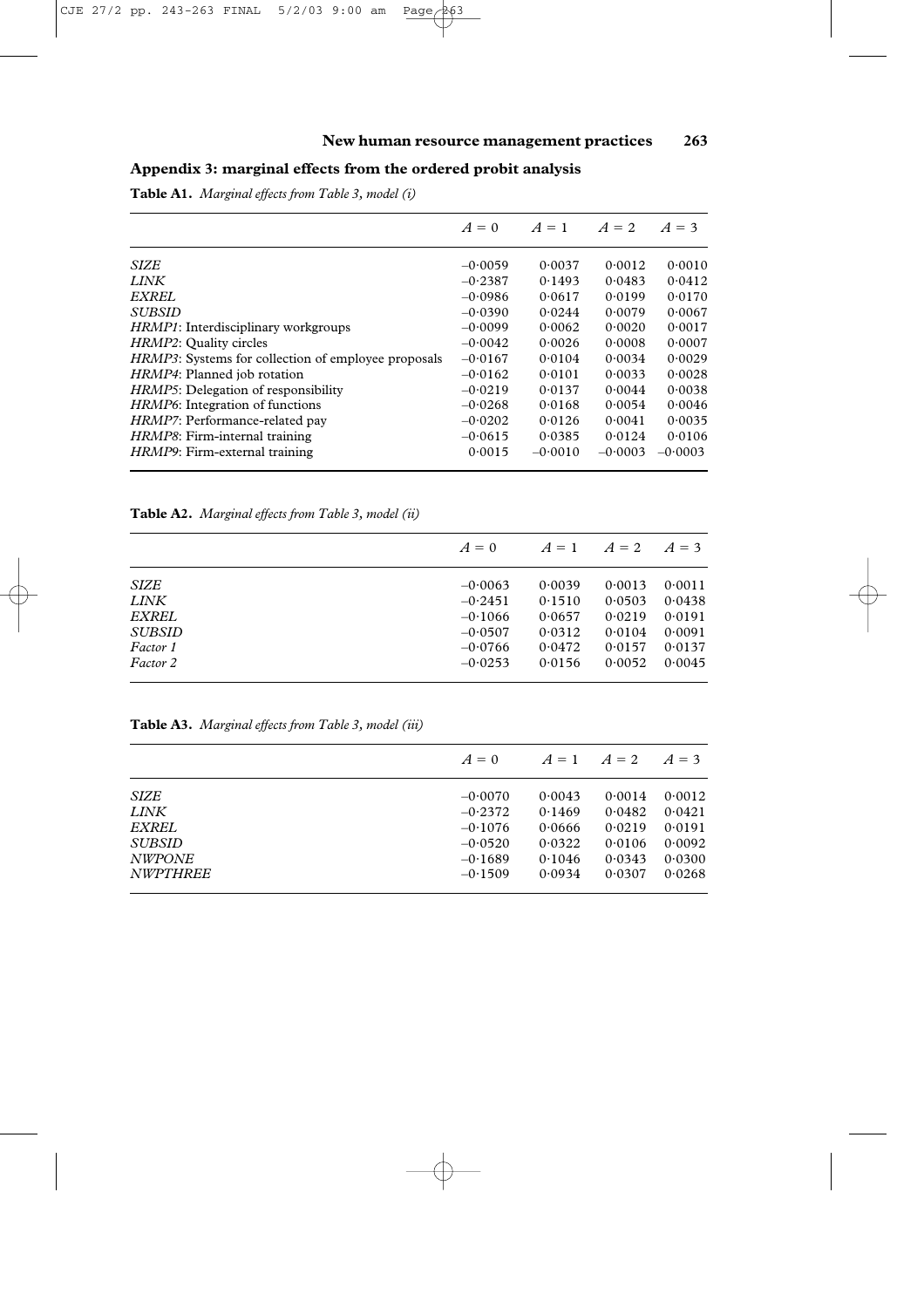## Appendix 3: marginal effects from the ordered probit analysis

**Table A1.** *Marginal effects from Table 3, model (i)*

| | $A = 0$ | $A = 1$ | $A = 2$ | $A = 3$ |
|---|---|---|---|---|
| *SIZE* | –0·0059 | 0·0037 | 0·0012 | 0·0010 |
| *LINK* | –0·2387 | 0·1493 | 0·0483 | 0·0412 |
| *EXREL* | –0·0986 | 0·0617 | 0·0199 | 0·0170 |
| *SUBSID* | –0·0390 | 0·0244 | 0·0079 | 0·0067 |
| *HRMP1*: Interdisciplinary workgroups | –0·0099 | 0·0062 | 0·0020 | 0·0017 |
| *HRMP2*: Quality circles | –0·0042 | 0·0026 | 0·0008 | 0·0007 |
| *HRMP3*: Systems for collection of employee proposals | –0·0167 | 0·0104 | 0·0034 | 0·0029 |
| *HRMP4*: Planned job rotation | –0·0162 | 0·0101 | 0·0033 | 0·0028 |
| *HRMP5*: Delegation of responsibility | –0·0219 | 0·0137 | 0·0044 | 0·0038 |
| *HRMP6*: Integration of functions | –0·0268 | 0·0168 | 0·0054 | 0·0046 |
| *HRMP7*: Performance-related pay | –0·0202 | 0·0126 | 0·0041 | 0·0035 |
| *HRMP8*: Firm-internal training | –0·0615 | 0·0385 | 0·0124 | 0·0106 |
| *HRMP9*: Firm-external training | 0·0015 | –0·0010 | –0·0003 | –0·0003 |

**Table A2.** *Marginal effects from Table 3, model (ii)*

| | $A = 0$ | $A = 1$ | $A = 2$ | $A = 3$ |
|---|---|---|---|---|
| *SIZE* | –0·0063 | 0·0039 | 0·0013 | 0·0011 |
| *LINK* | –0·2451 | 0·1510 | 0·0503 | 0·0438 |
| *EXREL* | –0·1066 | 0·0657 | 0·0219 | 0·0191 |
| *SUBSID* | –0·0507 | 0·0312 | 0·0104 | 0·0091 |
| *Factor 1* | –0·0766 | 0·0472 | 0·0157 | 0·0137 |
| *Factor 2* | –0·0253 | 0·0156 | 0·0052 | 0·0045 |

**Table A3.** *Marginal effects from Table 3, model (iii)*

| | $A = 0$ | $A = 1$ | $A = 2$ | $A = 3$ |
|---|---|---|---|---|
| *SIZE* | –0·0070 | 0·0043 | 0·0014 | 0·0012 |
| *LINK* | –0·2372 | 0·1469 | 0·0482 | 0·0421 |
| *EXREL* | –0·1076 | 0·0666 | 0·0219 | 0·0191 |
| *SUBSID* | –0·0520 | 0·0322 | 0·0106 | 0·0092 |
| *NWPONE* | –0·1689 | 0·1046 | 0·0343 | 0·0300 |
| *NWPTHREE* | –0·1509 | 0·0934 | 0·0307 | 0·0268 |